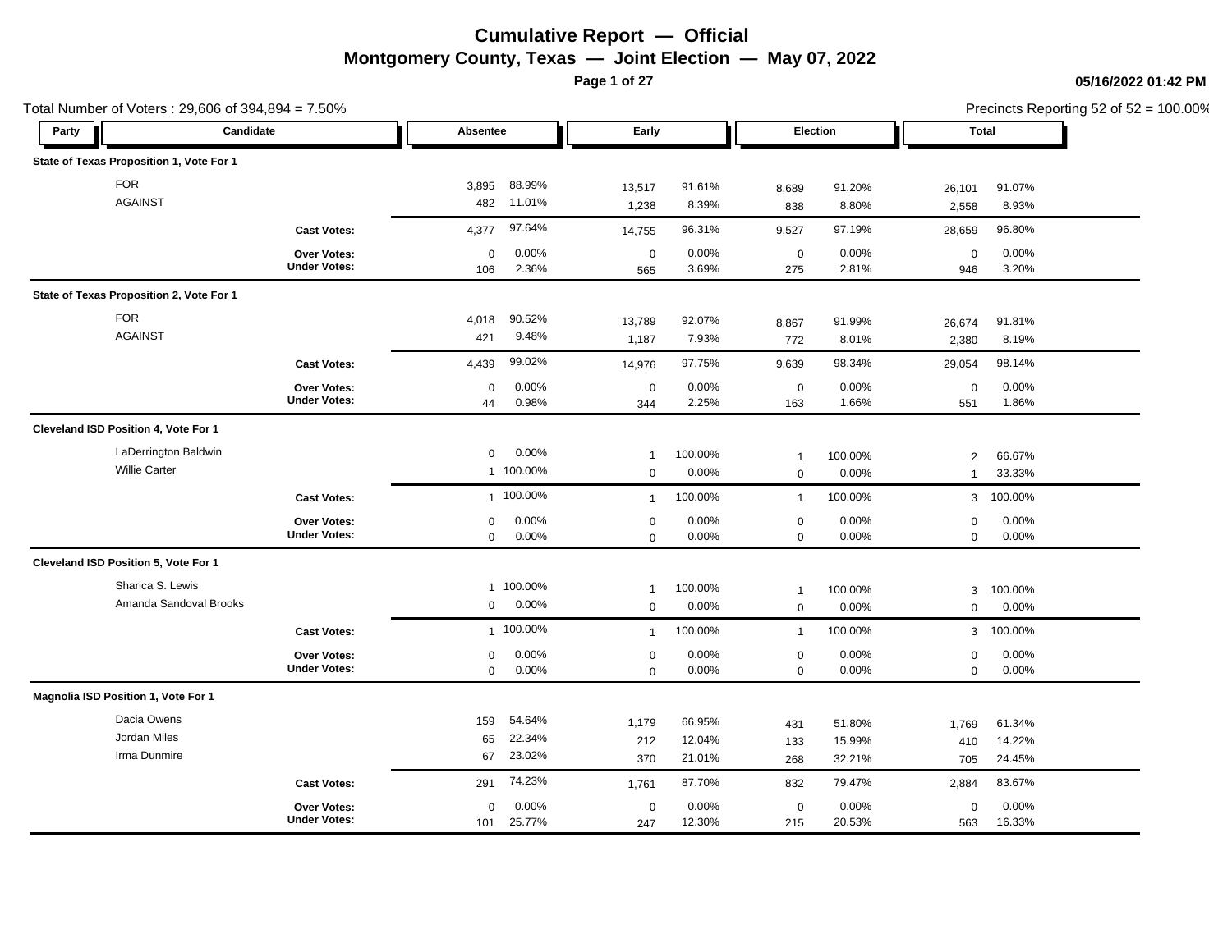# Cumulative Report — Official

## Montgomery County, Texas — Joint Election — May 07, 2022

05/16/2022 01:42 PM

Total Number of Voters : 29,606 of 394,894 = 7.50%

Precincts Reporting 52 of 52 = 100.00%

| Party | Candidate | Absentee | | Early | | Election | | Total | |
|---|---|---|---|---|---|---|---|---|---|
| **State of Texas Proposition 1, Vote For 1** | | | | | | | | | |
| | FOR | 3,895 | 88.99% | 13,517 | 91.61% | 8,689 | 91.20% | 26,101 | 91.07% |
| | AGAINST | 482 | 11.01% | 1,238 | 8.39% | 838 | 8.80% | 2,558 | 8.93% |
| | **Cast Votes:** | 4,377 | 97.64% | 14,755 | 96.31% | 9,527 | 97.19% | 28,659 | 96.80% |
| | **Over Votes:** | 0 | 0.00% | 0 | 0.00% | 0 | 0.00% | 0 | 0.00% |
| | **Under Votes:** | 106 | 2.36% | 565 | 3.69% | 275 | 2.81% | 946 | 3.20% |
| **State of Texas Proposition 2, Vote For 1** | | | | | | | | | |
| | FOR | 4,018 | 90.52% | 13,789 | 92.07% | 8,867 | 91.99% | 26,674 | 91.81% |
| | AGAINST | 421 | 9.48% | 1,187 | 7.93% | 772 | 8.01% | 2,380 | 8.19% |
| | **Cast Votes:** | 4,439 | 99.02% | 14,976 | 97.75% | 9,639 | 98.34% | 29,054 | 98.14% |
| | **Over Votes:** | 0 | 0.00% | 0 | 0.00% | 0 | 0.00% | 0 | 0.00% |
| | **Under Votes:** | 44 | 0.98% | 344 | 2.25% | 163 | 1.66% | 551 | 1.86% |
| **Cleveland ISD Position 4, Vote For 1** | | | | | | | | | |
| | LaDerrington Baldwin | 0 | 0.00% | 1 | 100.00% | 1 | 100.00% | 2 | 66.67% |
| | Willie Carter | 1 | 100.00% | 0 | 0.00% | 0 | 0.00% | 1 | 33.33% |
| | **Cast Votes:** | 1 | 100.00% | 1 | 100.00% | 1 | 100.00% | 3 | 100.00% |
| | **Over Votes:** | 0 | 0.00% | 0 | 0.00% | 0 | 0.00% | 0 | 0.00% |
| | **Under Votes:** | 0 | 0.00% | 0 | 0.00% | 0 | 0.00% | 0 | 0.00% |
| **Cleveland ISD Position 5, Vote For 1** | | | | | | | | | |
| | Sharica S. Lewis | 1 | 100.00% | 1 | 100.00% | 1 | 100.00% | 3 | 100.00% |
| | Amanda Sandoval Brooks | 0 | 0.00% | 0 | 0.00% | 0 | 0.00% | 0 | 0.00% |
| | **Cast Votes:** | 1 | 100.00% | 1 | 100.00% | 1 | 100.00% | 3 | 100.00% |
| | **Over Votes:** | 0 | 0.00% | 0 | 0.00% | 0 | 0.00% | 0 | 0.00% |
| | **Under Votes:** | 0 | 0.00% | 0 | 0.00% | 0 | 0.00% | 0 | 0.00% |
| **Magnolia ISD Position 1, Vote For 1** | | | | | | | | | |
| | Dacia Owens | 159 | 54.64% | 1,179 | 66.95% | 431 | 51.80% | 1,769 | 61.34% |
| | Jordan Miles | 65 | 22.34% | 212 | 12.04% | 133 | 15.99% | 410 | 14.22% |
| | Irma Dunmire | 67 | 23.02% | 370 | 21.01% | 268 | 32.21% | 705 | 24.45% |
| | **Cast Votes:** | 291 | 74.23% | 1,761 | 87.70% | 832 | 79.47% | 2,884 | 83.67% |
| | **Over Votes:** | 0 | 0.00% | 0 | 0.00% | 0 | 0.00% | 0 | 0.00% |
| | **Under Votes:** | 101 | 25.77% | 247 | 12.30% | 215 | 20.53% | 563 | 16.33% |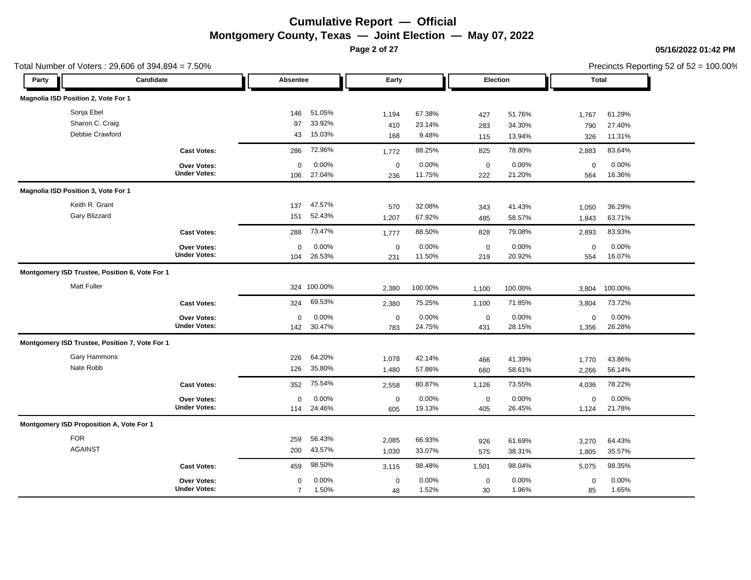# Cumulative Report — Official

## Montgomery County, Texas — Joint Election — May 07, 2022

05/16/2022 01:42 PM

Total Number of Voters : 29,606 of 394,894 = 7.50%

Precincts Reporting 52 of 52 = 100.00%

| Party | Candidate | Absentee | | Early | | Election | | Total | |
|---|---|---|---|---|---|---|---|---|---|
| **Magnolia ISD Position 2, Vote For 1** | | | | | | | | | |
| | Sonja Ebel | 146 | 51.05% | 1,194 | 67.38% | 427 | 51.76% | 1,767 | 61.29% |
| | Sharon C. Craig | 97 | 33.92% | 410 | 23.14% | 283 | 34.30% | 790 | 27.40% |
| | Debbie Crawford | 43 | 15.03% | 168 | 9.48% | 115 | 13.94% | 326 | 11.31% |
| | **Cast Votes:** | 286 | 72.96% | 1,772 | 88.25% | 825 | 78.80% | 2,883 | 83.64% |
| | **Over Votes:** | 0 | 0.00% | 0 | 0.00% | 0 | 0.00% | 0 | 0.00% |
| | **Under Votes:** | 106 | 27.04% | 236 | 11.75% | 222 | 21.20% | 564 | 16.36% |
| **Magnolia ISD Position 3, Vote For 1** | | | | | | | | | |
| | Keith R. Grant | 137 | 47.57% | 570 | 32.08% | 343 | 41.43% | 1,050 | 36.29% |
| | Gary Blizzard | 151 | 52.43% | 1,207 | 67.92% | 485 | 58.57% | 1,843 | 63.71% |
| | **Cast Votes:** | 288 | 73.47% | 1,777 | 88.50% | 828 | 79.08% | 2,893 | 83.93% |
| | **Over Votes:** | 0 | 0.00% | 0 | 0.00% | 0 | 0.00% | 0 | 0.00% |
| | **Under Votes:** | 104 | 26.53% | 231 | 11.50% | 219 | 20.92% | 554 | 16.07% |
| **Montgomery ISD Trustee, Position 6, Vote For 1** | | | | | | | | | |
| | Matt Fuller | 324 | 100.00% | 2,380 | 100.00% | 1,100 | 100.00% | 3,804 | 100.00% |
| | **Cast Votes:** | 324 | 69.53% | 2,380 | 75.25% | 1,100 | 71.85% | 3,804 | 73.72% |
| | **Over Votes:** | 0 | 0.00% | 0 | 0.00% | 0 | 0.00% | 0 | 0.00% |
| | **Under Votes:** | 142 | 30.47% | 783 | 24.75% | 431 | 28.15% | 1,356 | 26.28% |
| **Montgomery ISD Trustee, Position 7, Vote For 1** | | | | | | | | | |
| | Gary Hammons | 226 | 64.20% | 1,078 | 42.14% | 466 | 41.39% | 1,770 | 43.86% |
| | Nate Robb | 126 | 35.80% | 1,480 | 57.86% | 660 | 58.61% | 2,266 | 56.14% |
| | **Cast Votes:** | 352 | 75.54% | 2,558 | 80.87% | 1,126 | 73.55% | 4,036 | 78.22% |
| | **Over Votes:** | 0 | 0.00% | 0 | 0.00% | 0 | 0.00% | 0 | 0.00% |
| | **Under Votes:** | 114 | 24.46% | 605 | 19.13% | 405 | 26.45% | 1,124 | 21.78% |
| **Montgomery ISD Proposition A, Vote For 1** | | | | | | | | | |
| | FOR | 259 | 56.43% | 2,085 | 66.93% | 926 | 61.69% | 3,270 | 64.43% |
| | AGAINST | 200 | 43.57% | 1,030 | 33.07% | 575 | 38.31% | 1,805 | 35.57% |
| | **Cast Votes:** | 459 | 98.50% | 3,115 | 98.48% | 1,501 | 98.04% | 5,075 | 98.35% |
| | **Over Votes:** | 0 | 0.00% | 0 | 0.00% | 0 | 0.00% | 0 | 0.00% |
| | **Under Votes:** | 7 | 1.50% | 48 | 1.52% | 30 | 1.96% | 85 | 1.65% |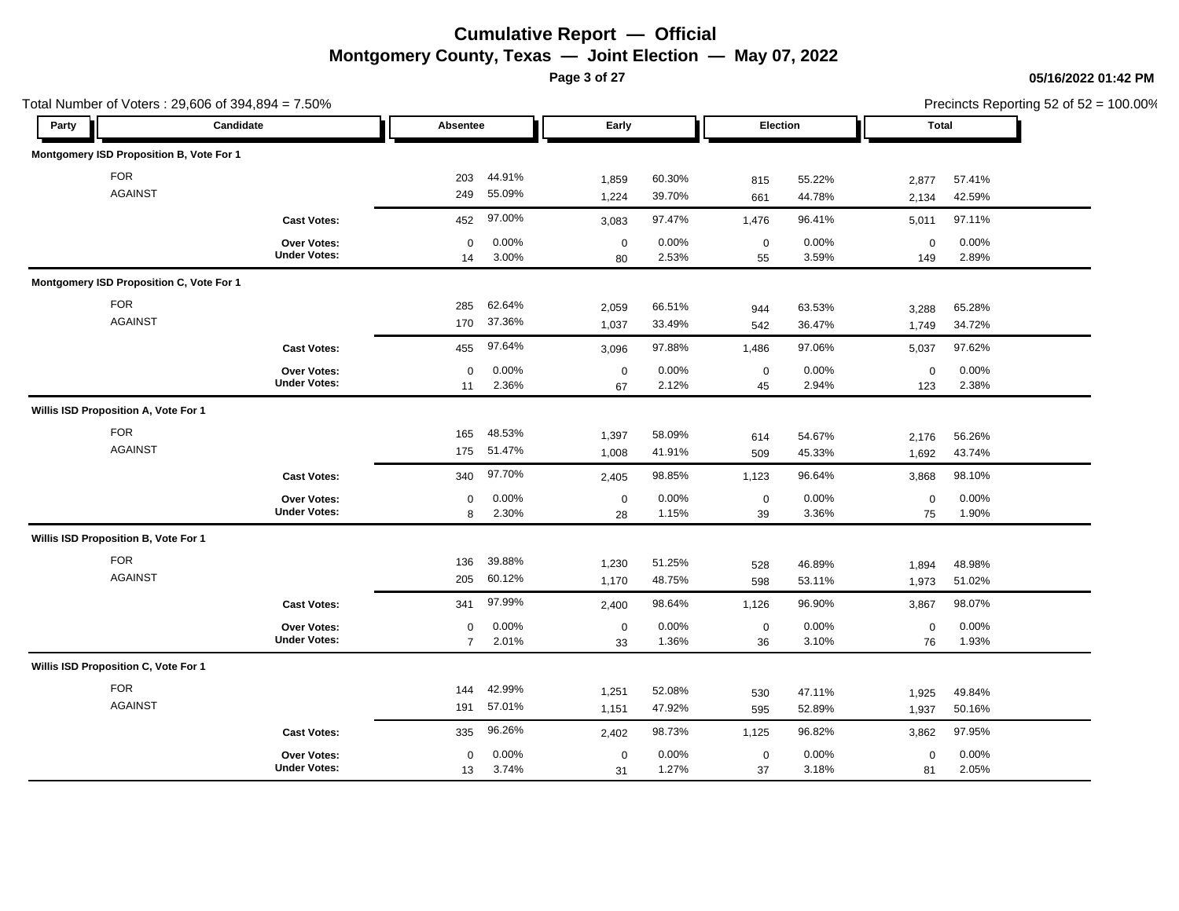# Cumulative Report — Official

## Montgomery County, Texas — Joint Election — May 07, 2022

05/16/2022 01:42 PM

Total Number of Voters : 29,606 of 394,894 = 7.50%

Precincts Reporting 52 of 52 = 100.00%

| Party | Candidate | Absentee | | Early | | Election | | Total | |
|---|---|---|---|---|---|---|---|---|---|
| **Montgomery ISD Proposition B, Vote For 1** | | | | | | | | | |
| | FOR | 203 | 44.91% | 1,859 | 60.30% | 815 | 55.22% | 2,877 | 57.41% |
| | AGAINST | 249 | 55.09% | 1,224 | 39.70% | 661 | 44.78% | 2,134 | 42.59% |
| | **Cast Votes:** | 452 | 97.00% | 3,083 | 97.47% | 1,476 | 96.41% | 5,011 | 97.11% |
| | **Over Votes:** | 0 | 0.00% | 0 | 0.00% | 0 | 0.00% | 0 | 0.00% |
| | **Under Votes:** | 14 | 3.00% | 80 | 2.53% | 55 | 3.59% | 149 | 2.89% |
| **Montgomery ISD Proposition C, Vote For 1** | | | | | | | | | |
| | FOR | 285 | 62.64% | 2,059 | 66.51% | 944 | 63.53% | 3,288 | 65.28% |
| | AGAINST | 170 | 37.36% | 1,037 | 33.49% | 542 | 36.47% | 1,749 | 34.72% |
| | **Cast Votes:** | 455 | 97.64% | 3,096 | 97.88% | 1,486 | 97.06% | 5,037 | 97.62% |
| | **Over Votes:** | 0 | 0.00% | 0 | 0.00% | 0 | 0.00% | 0 | 0.00% |
| | **Under Votes:** | 11 | 2.36% | 67 | 2.12% | 45 | 2.94% | 123 | 2.38% |
| **Willis ISD Proposition A, Vote For 1** | | | | | | | | | |
| | FOR | 165 | 48.53% | 1,397 | 58.09% | 614 | 54.67% | 2,176 | 56.26% |
| | AGAINST | 175 | 51.47% | 1,008 | 41.91% | 509 | 45.33% | 1,692 | 43.74% |
| | **Cast Votes:** | 340 | 97.70% | 2,405 | 98.85% | 1,123 | 96.64% | 3,868 | 98.10% |
| | **Over Votes:** | 0 | 0.00% | 0 | 0.00% | 0 | 0.00% | 0 | 0.00% |
| | **Under Votes:** | 8 | 2.30% | 28 | 1.15% | 39 | 3.36% | 75 | 1.90% |
| **Willis ISD Proposition B, Vote For 1** | | | | | | | | | |
| | FOR | 136 | 39.88% | 1,230 | 51.25% | 528 | 46.89% | 1,894 | 48.98% |
| | AGAINST | 205 | 60.12% | 1,170 | 48.75% | 598 | 53.11% | 1,973 | 51.02% |
| | **Cast Votes:** | 341 | 97.99% | 2,400 | 98.64% | 1,126 | 96.90% | 3,867 | 98.07% |
| | **Over Votes:** | 0 | 0.00% | 0 | 0.00% | 0 | 0.00% | 0 | 0.00% |
| | **Under Votes:** | 7 | 2.01% | 33 | 1.36% | 36 | 3.10% | 76 | 1.93% |
| **Willis ISD Proposition C, Vote For 1** | | | | | | | | | |
| | FOR | 144 | 42.99% | 1,251 | 52.08% | 530 | 47.11% | 1,925 | 49.84% |
| | AGAINST | 191 | 57.01% | 1,151 | 47.92% | 595 | 52.89% | 1,937 | 50.16% |
| | **Cast Votes:** | 335 | 96.26% | 2,402 | 98.73% | 1,125 | 96.82% | 3,862 | 97.95% |
| | **Over Votes:** | 0 | 0.00% | 0 | 0.00% | 0 | 0.00% | 0 | 0.00% |
| | **Under Votes:** | 13 | 3.74% | 31 | 1.27% | 37 | 3.18% | 81 | 2.05% |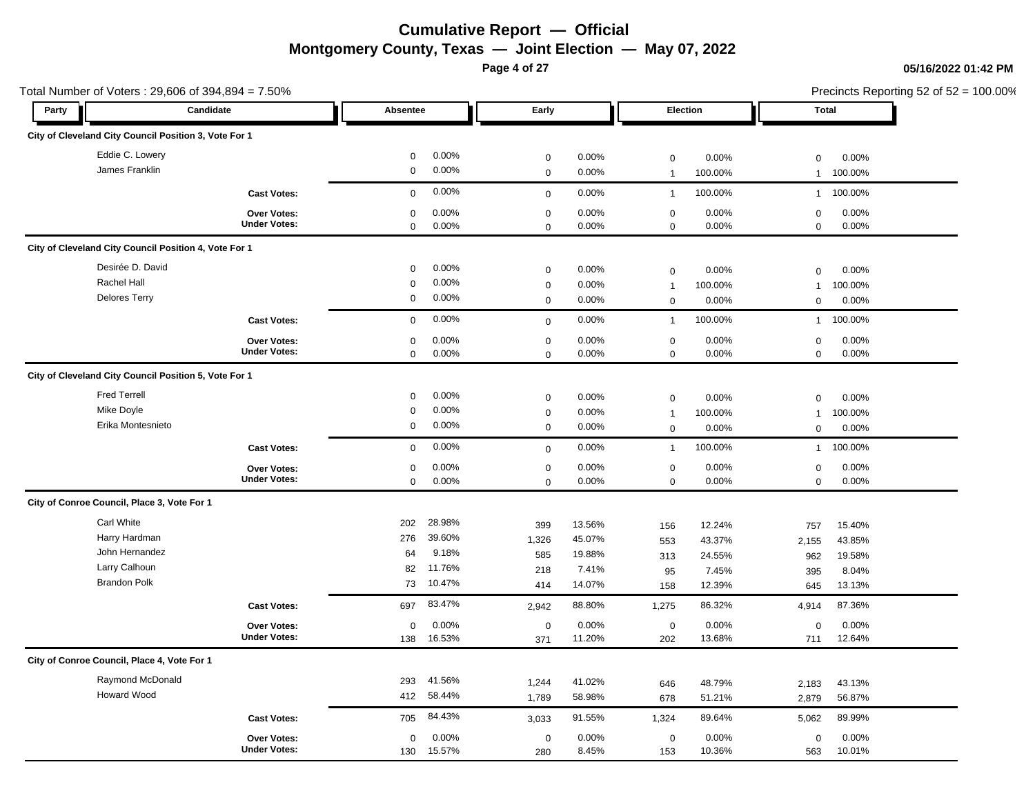# Cumulative Report — Official

## Montgomery County, Texas — Joint Election — May 07, 2022

05/16/2022 01:42 PM

Total Number of Voters : 29,606 of 394,894 = 7.50%

Precincts Reporting 52 of 52 = 100.00%

| Party | Candidate | Absentee | | Early | | Election | | Total | |
|---|---|---|---|---|---|---|---|---|---|
| **City of Cleveland City Council Position 3, Vote For 1** | | | | | | | | | |
| | Eddie C. Lowery | 0 | 0.00% | 0 | 0.00% | 0 | 0.00% | 0 | 0.00% |
| | James Franklin | 0 | 0.00% | 0 | 0.00% | 1 | 100.00% | 1 | 100.00% |
| | **Cast Votes:** | 0 | 0.00% | 0 | 0.00% | 1 | 100.00% | 1 | 100.00% |
| | **Over Votes:** | 0 | 0.00% | 0 | 0.00% | 0 | 0.00% | 0 | 0.00% |
| | **Under Votes:** | 0 | 0.00% | 0 | 0.00% | 0 | 0.00% | 0 | 0.00% |
| **City of Cleveland City Council Position 4, Vote For 1** | | | | | | | | | |
| | Desirée D. David | 0 | 0.00% | 0 | 0.00% | 0 | 0.00% | 0 | 0.00% |
| | Rachel Hall | 0 | 0.00% | 0 | 0.00% | 1 | 100.00% | 1 | 100.00% |
| | Delores Terry | 0 | 0.00% | 0 | 0.00% | 0 | 0.00% | 0 | 0.00% |
| | **Cast Votes:** | 0 | 0.00% | 0 | 0.00% | 1 | 100.00% | 1 | 100.00% |
| | **Over Votes:** | 0 | 0.00% | 0 | 0.00% | 0 | 0.00% | 0 | 0.00% |
| | **Under Votes:** | 0 | 0.00% | 0 | 0.00% | 0 | 0.00% | 0 | 0.00% |
| **City of Cleveland City Council Position 5, Vote For 1** | | | | | | | | | |
| | Fred Terrell | 0 | 0.00% | 0 | 0.00% | 0 | 0.00% | 0 | 0.00% |
| | Mike Doyle | 0 | 0.00% | 0 | 0.00% | 1 | 100.00% | 1 | 100.00% |
| | Erika Montesnieto | 0 | 0.00% | 0 | 0.00% | 0 | 0.00% | 0 | 0.00% |
| | **Cast Votes:** | 0 | 0.00% | 0 | 0.00% | 1 | 100.00% | 1 | 100.00% |
| | **Over Votes:** | 0 | 0.00% | 0 | 0.00% | 0 | 0.00% | 0 | 0.00% |
| | **Under Votes:** | 0 | 0.00% | 0 | 0.00% | 0 | 0.00% | 0 | 0.00% |
| **City of Conroe Council, Place 3, Vote For 1** | | | | | | | | | |
| | Carl White | 202 | 28.98% | 399 | 13.56% | 156 | 12.24% | 757 | 15.40% |
| | Harry Hardman | 276 | 39.60% | 1,326 | 45.07% | 553 | 43.37% | 2,155 | 43.85% |
| | John Hernandez | 64 | 9.18% | 585 | 19.88% | 313 | 24.55% | 962 | 19.58% |
| | Larry Calhoun | 82 | 11.76% | 218 | 7.41% | 95 | 7.45% | 395 | 8.04% |
| | Brandon Polk | 73 | 10.47% | 414 | 14.07% | 158 | 12.39% | 645 | 13.13% |
| | **Cast Votes:** | 697 | 83.47% | 2,942 | 88.80% | 1,275 | 86.32% | 4,914 | 87.36% |
| | **Over Votes:** | 0 | 0.00% | 0 | 0.00% | 0 | 0.00% | 0 | 0.00% |
| | **Under Votes:** | 138 | 16.53% | 371 | 11.20% | 202 | 13.68% | 711 | 12.64% |
| **City of Conroe Council, Place 4, Vote For 1** | | | | | | | | | |
| | Raymond McDonald | 293 | 41.56% | 1,244 | 41.02% | 646 | 48.79% | 2,183 | 43.13% |
| | Howard Wood | 412 | 58.44% | 1,789 | 58.98% | 678 | 51.21% | 2,879 | 56.87% |
| | **Cast Votes:** | 705 | 84.43% | 3,033 | 91.55% | 1,324 | 89.64% | 5,062 | 89.99% |
| | **Over Votes:** | 0 | 0.00% | 0 | 0.00% | 0 | 0.00% | 0 | 0.00% |
| | **Under Votes:** | 130 | 15.57% | 280 | 8.45% | 153 | 10.36% | 563 | 10.01% |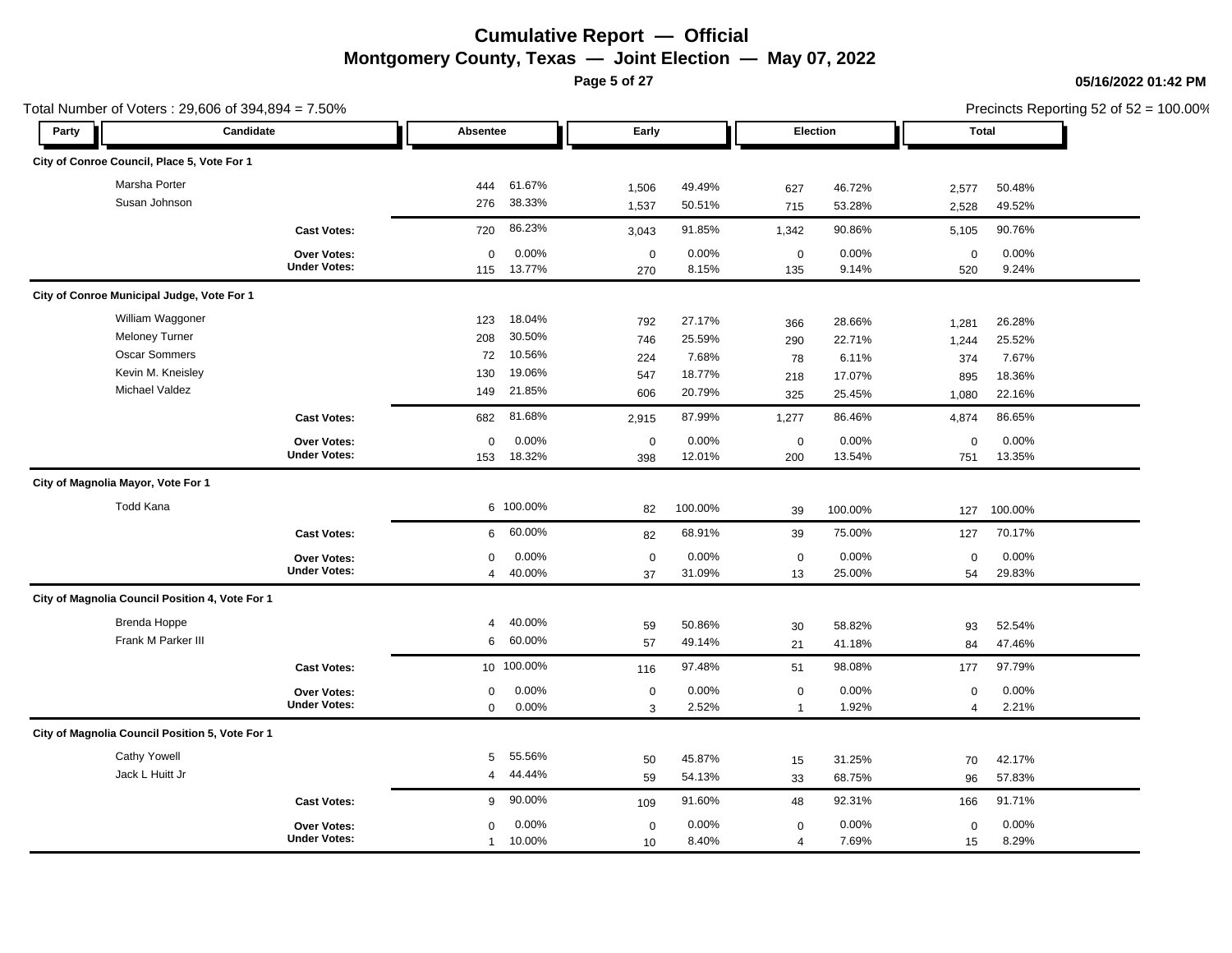# Cumulative Report — Official

## Montgomery County, Texas — Joint Election — May 07, 2022

05/16/2022 01:42 PM

Total Number of Voters : 29,606 of 394,894 = 7.50%

Precincts Reporting 52 of 52 = 100.00%

| Party | Candidate | Absentee | | Early | | Election | | Total | |
|---|---|---|---|---|---|---|---|---|---|
| **City of Conroe Council, Place 5, Vote For 1** | | | | | | | | | |
| | Marsha Porter | 444 | 61.67% | 1,506 | 49.49% | 627 | 46.72% | 2,577 | 50.48% |
| | Susan Johnson | 276 | 38.33% | 1,537 | 50.51% | 715 | 53.28% | 2,528 | 49.52% |
| | **Cast Votes:** | 720 | 86.23% | 3,043 | 91.85% | 1,342 | 90.86% | 5,105 | 90.76% |
| | **Over Votes:** | 0 | 0.00% | 0 | 0.00% | 0 | 0.00% | 0 | 0.00% |
| | **Under Votes:** | 115 | 13.77% | 270 | 8.15% | 135 | 9.14% | 520 | 9.24% |
| **City of Conroe Municipal Judge, Vote For 1** | | | | | | | | | |
| | William Waggoner | 123 | 18.04% | 792 | 27.17% | 366 | 28.66% | 1,281 | 26.28% |
| | Meloney Turner | 208 | 30.50% | 746 | 25.59% | 290 | 22.71% | 1,244 | 25.52% |
| | Oscar Sommers | 72 | 10.56% | 224 | 7.68% | 78 | 6.11% | 374 | 7.67% |
| | Kevin M. Kneisley | 130 | 19.06% | 547 | 18.77% | 218 | 17.07% | 895 | 18.36% |
| | Michael Valdez | 149 | 21.85% | 606 | 20.79% | 325 | 25.45% | 1,080 | 22.16% |
| | **Cast Votes:** | 682 | 81.68% | 2,915 | 87.99% | 1,277 | 86.46% | 4,874 | 86.65% |
| | **Over Votes:** | 0 | 0.00% | 0 | 0.00% | 0 | 0.00% | 0 | 0.00% |
| | **Under Votes:** | 153 | 18.32% | 398 | 12.01% | 200 | 13.54% | 751 | 13.35% |
| **City of Magnolia Mayor, Vote For 1** | | | | | | | | | |
| | Todd Kana | 6 | 100.00% | 82 | 100.00% | 39 | 100.00% | 127 | 100.00% |
| | **Cast Votes:** | 6 | 60.00% | 82 | 68.91% | 39 | 75.00% | 127 | 70.17% |
| | **Over Votes:** | 0 | 0.00% | 0 | 0.00% | 0 | 0.00% | 0 | 0.00% |
| | **Under Votes:** | 4 | 40.00% | 37 | 31.09% | 13 | 25.00% | 54 | 29.83% |
| **City of Magnolia Council Position 4, Vote For 1** | | | | | | | | | |
| | Brenda Hoppe | 4 | 40.00% | 59 | 50.86% | 30 | 58.82% | 93 | 52.54% |
| | Frank M Parker III | 6 | 60.00% | 57 | 49.14% | 21 | 41.18% | 84 | 47.46% |
| | **Cast Votes:** | 10 | 100.00% | 116 | 97.48% | 51 | 98.08% | 177 | 97.79% |
| | **Over Votes:** | 0 | 0.00% | 0 | 0.00% | 0 | 0.00% | 0 | 0.00% |
| | **Under Votes:** | 0 | 0.00% | 3 | 2.52% | 1 | 1.92% | 4 | 2.21% |
| **City of Magnolia Council Position 5, Vote For 1** | | | | | | | | | |
| | Cathy Yowell | 5 | 55.56% | 50 | 45.87% | 15 | 31.25% | 70 | 42.17% |
| | Jack L Huitt Jr | 4 | 44.44% | 59 | 54.13% | 33 | 68.75% | 96 | 57.83% |
| | **Cast Votes:** | 9 | 90.00% | 109 | 91.60% | 48 | 92.31% | 166 | 91.71% |
| | **Over Votes:** | 0 | 0.00% | 0 | 0.00% | 0 | 0.00% | 0 | 0.00% |
| | **Under Votes:** | 1 | 10.00% | 10 | 8.40% | 4 | 7.69% | 15 | 8.29% |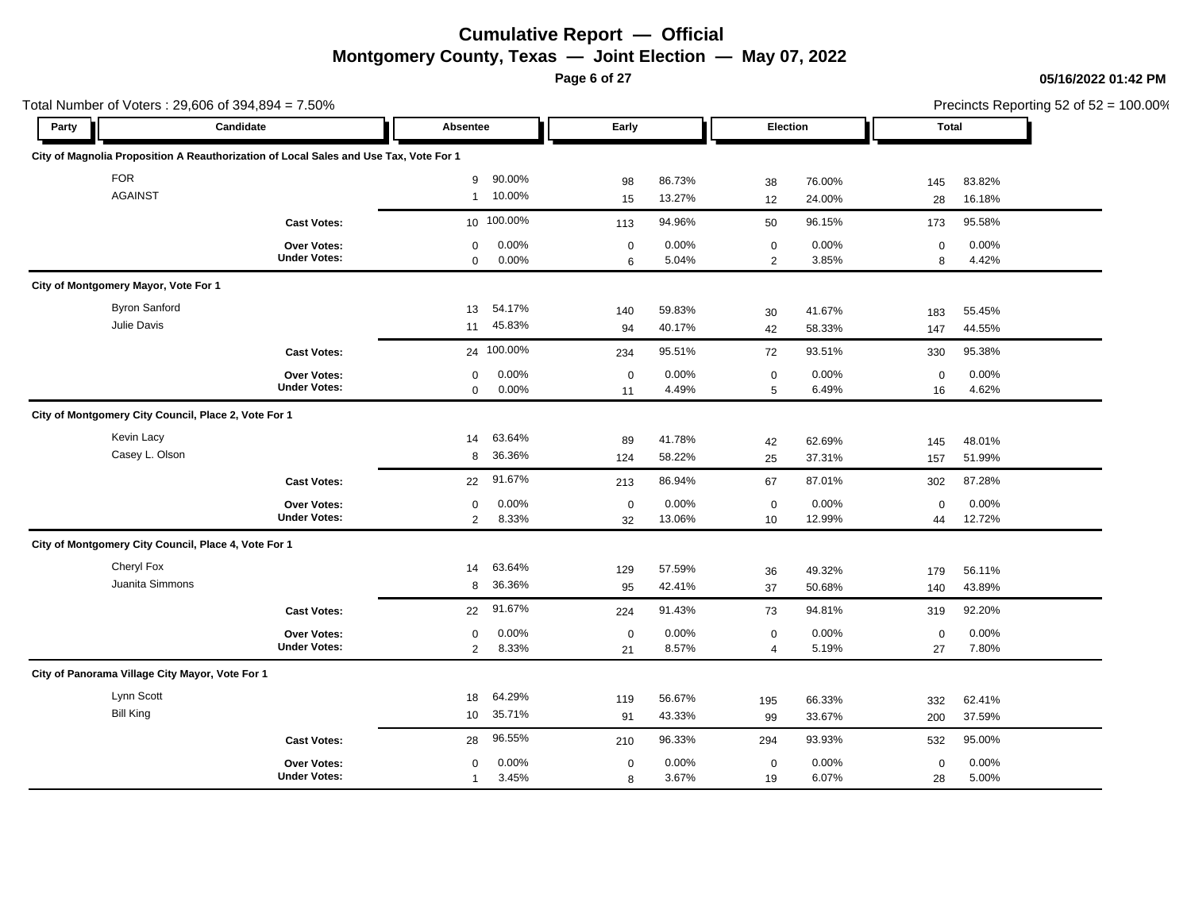# Cumulative Report — Official

## Montgomery County, Texas — Joint Election — May 07, 2022

05/16/2022 01:42 PM

Total Number of Voters : 29,606 of 394,894 = 7.50%

Precincts Reporting 52 of 52 = 100.00%

### City of Magnolia Proposition A Reauthorization of Local Sales and Use Tax, Vote For 1

| Party | Candidate | Absentee | | Early | | Election | | Total | |
|---|---|---|---|---|---|---|---|---|---|
| | FOR | 9 | 90.00% | 98 | 86.73% | 38 | 76.00% | 145 | 83.82% |
| | AGAINST | 1 | 10.00% | 15 | 13.27% | 12 | 24.00% | 28 | 16.18% |
| | **Cast Votes:** | 10 | 100.00% | 113 | 94.96% | 50 | 96.15% | 173 | 95.58% |
| | **Over Votes:** | 0 | 0.00% | 0 | 0.00% | 0 | 0.00% | 0 | 0.00% |
| | **Under Votes:** | 0 | 0.00% | 6 | 5.04% | 2 | 3.85% | 8 | 4.42% |

### City of Montgomery Mayor, Vote For 1

| Party | Candidate | Absentee | | Early | | Election | | Total | |
|---|---|---|---|---|---|---|---|---|---|
| | Byron Sanford | 13 | 54.17% | 140 | 59.83% | 30 | 41.67% | 183 | 55.45% |
| | Julie Davis | 11 | 45.83% | 94 | 40.17% | 42 | 58.33% | 147 | 44.55% |
| | **Cast Votes:** | 24 | 100.00% | 234 | 95.51% | 72 | 93.51% | 330 | 95.38% |
| | **Over Votes:** | 0 | 0.00% | 0 | 0.00% | 0 | 0.00% | 0 | 0.00% |
| | **Under Votes:** | 0 | 0.00% | 11 | 4.49% | 5 | 6.49% | 16 | 4.62% |

### City of Montgomery City Council, Place 2, Vote For 1

| Party | Candidate | Absentee | | Early | | Election | | Total | |
|---|---|---|---|---|---|---|---|---|---|
| | Kevin Lacy | 14 | 63.64% | 89 | 41.78% | 42 | 62.69% | 145 | 48.01% |
| | Casey L. Olson | 8 | 36.36% | 124 | 58.22% | 25 | 37.31% | 157 | 51.99% |
| | **Cast Votes:** | 22 | 91.67% | 213 | 86.94% | 67 | 87.01% | 302 | 87.28% |
| | **Over Votes:** | 0 | 0.00% | 0 | 0.00% | 0 | 0.00% | 0 | 0.00% |
| | **Under Votes:** | 2 | 8.33% | 32 | 13.06% | 10 | 12.99% | 44 | 12.72% |

### City of Montgomery City Council, Place 4, Vote For 1

| Party | Candidate | Absentee | | Early | | Election | | Total | |
|---|---|---|---|---|---|---|---|---|---|
| | Cheryl Fox | 14 | 63.64% | 129 | 57.59% | 36 | 49.32% | 179 | 56.11% |
| | Juanita Simmons | 8 | 36.36% | 95 | 42.41% | 37 | 50.68% | 140 | 43.89% |
| | **Cast Votes:** | 22 | 91.67% | 224 | 91.43% | 73 | 94.81% | 319 | 92.20% |
| | **Over Votes:** | 0 | 0.00% | 0 | 0.00% | 0 | 0.00% | 0 | 0.00% |
| | **Under Votes:** | 2 | 8.33% | 21 | 8.57% | 4 | 5.19% | 27 | 7.80% |

### City of Panorama Village City Mayor, Vote For 1

| Party | Candidate | Absentee | | Early | | Election | | Total | |
|---|---|---|---|---|---|---|---|---|---|
| | Lynn Scott | 18 | 64.29% | 119 | 56.67% | 195 | 66.33% | 332 | 62.41% |
| | Bill King | 10 | 35.71% | 91 | 43.33% | 99 | 33.67% | 200 | 37.59% |
| | **Cast Votes:** | 28 | 96.55% | 210 | 96.33% | 294 | 93.93% | 532 | 95.00% |
| | **Over Votes:** | 0 | 0.00% | 0 | 0.00% | 0 | 0.00% | 0 | 0.00% |
| | **Under Votes:** | 1 | 3.45% | 8 | 3.67% | 19 | 6.07% | 28 | 5.00% |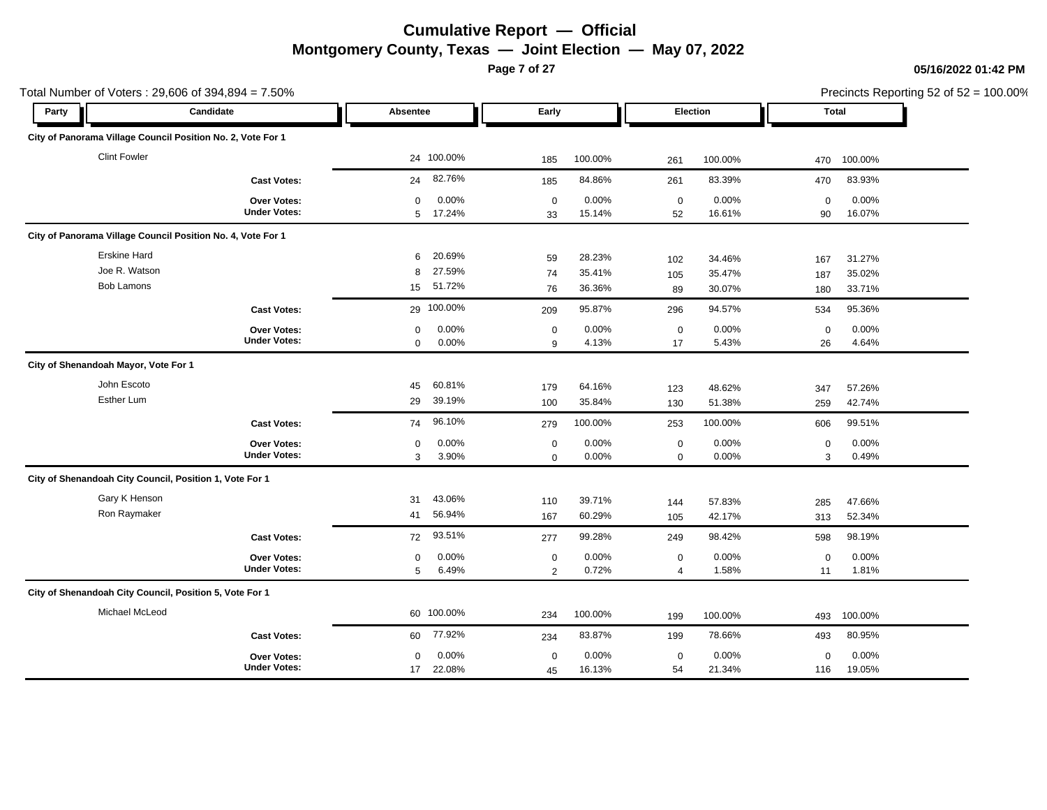# Cumulative Report — Official

## Montgomery County, Texas — Joint Election — May 07, 2022

05/16/2022 01:42 PM

Total Number of Voters : 29,606 of 394,894 = 7.50%

Precincts Reporting 52 of 52 = 100.00%

| Party | Candidate | Absentee | | Early | | Election | | Total | |
|---|---|---|---|---|---|---|---|---|---|
| **City of Panorama Village Council Position No. 2, Vote For 1** | | | | | | | | | |
| | Clint Fowler | 24 | 100.00% | 185 | 100.00% | 261 | 100.00% | 470 | 100.00% |
| | **Cast Votes:** | 24 | 82.76% | 185 | 84.86% | 261 | 83.39% | 470 | 83.93% |
| | **Over Votes:** | 0 | 0.00% | 0 | 0.00% | 0 | 0.00% | 0 | 0.00% |
| | **Under Votes:** | 5 | 17.24% | 33 | 15.14% | 52 | 16.61% | 90 | 16.07% |
| **City of Panorama Village Council Position No. 4, Vote For 1** | | | | | | | | | |
| | Erskine Hard | 6 | 20.69% | 59 | 28.23% | 102 | 34.46% | 167 | 31.27% |
| | Joe R. Watson | 8 | 27.59% | 74 | 35.41% | 105 | 35.47% | 187 | 35.02% |
| | Bob Lamons | 15 | 51.72% | 76 | 36.36% | 89 | 30.07% | 180 | 33.71% |
| | **Cast Votes:** | 29 | 100.00% | 209 | 95.87% | 296 | 94.57% | 534 | 95.36% |
| | **Over Votes:** | 0 | 0.00% | 0 | 0.00% | 0 | 0.00% | 0 | 0.00% |
| | **Under Votes:** | 0 | 0.00% | 9 | 4.13% | 17 | 5.43% | 26 | 4.64% |
| **City of Shenandoah Mayor, Vote For 1** | | | | | | | | | |
| | John Escoto | 45 | 60.81% | 179 | 64.16% | 123 | 48.62% | 347 | 57.26% |
| | Esther Lum | 29 | 39.19% | 100 | 35.84% | 130 | 51.38% | 259 | 42.74% |
| | **Cast Votes:** | 74 | 96.10% | 279 | 100.00% | 253 | 100.00% | 606 | 99.51% |
| | **Over Votes:** | 0 | 0.00% | 0 | 0.00% | 0 | 0.00% | 0 | 0.00% |
| | **Under Votes:** | 3 | 3.90% | 0 | 0.00% | 0 | 0.00% | 3 | 0.49% |
| **City of Shenandoah City Council, Position 1, Vote For 1** | | | | | | | | | |
| | Gary K Henson | 31 | 43.06% | 110 | 39.71% | 144 | 57.83% | 285 | 47.66% |
| | Ron Raymaker | 41 | 56.94% | 167 | 60.29% | 105 | 42.17% | 313 | 52.34% |
| | **Cast Votes:** | 72 | 93.51% | 277 | 99.28% | 249 | 98.42% | 598 | 98.19% |
| | **Over Votes:** | 0 | 0.00% | 0 | 0.00% | 0 | 0.00% | 0 | 0.00% |
| | **Under Votes:** | 5 | 6.49% | 2 | 0.72% | 4 | 1.58% | 11 | 1.81% |
| **City of Shenandoah City Council, Position 5, Vote For 1** | | | | | | | | | |
| | Michael McLeod | 60 | 100.00% | 234 | 100.00% | 199 | 100.00% | 493 | 100.00% |
| | **Cast Votes:** | 60 | 77.92% | 234 | 83.87% | 199 | 78.66% | 493 | 80.95% |
| | **Over Votes:** | 0 | 0.00% | 0 | 0.00% | 0 | 0.00% | 0 | 0.00% |
| | **Under Votes:** | 17 | 22.08% | 45 | 16.13% | 54 | 21.34% | 116 | 19.05% |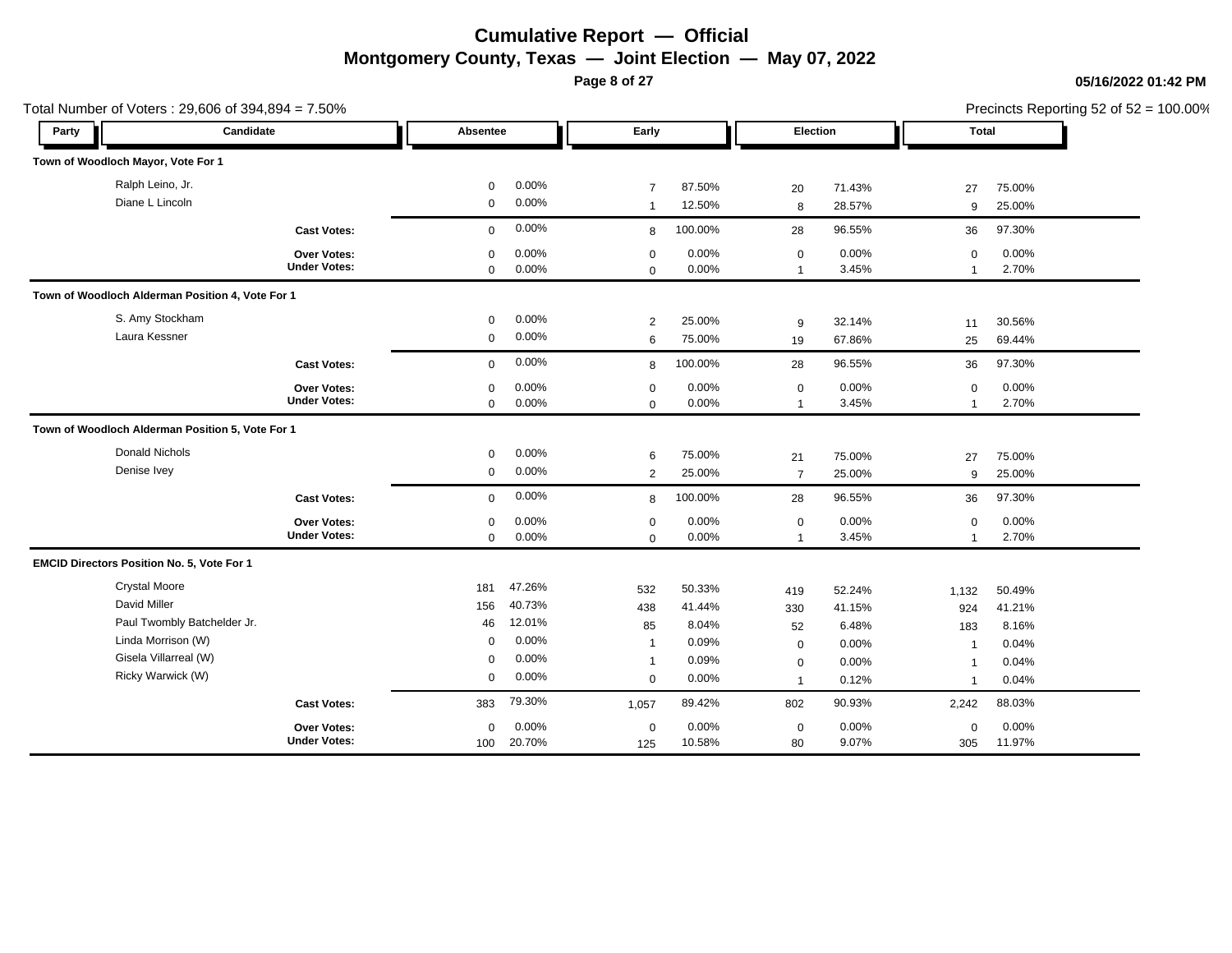# Cumulative Report — Official

## Montgomery County, Texas — Joint Election — May 07, 2022

05/16/2022 01:42 PM

Total Number of Voters : 29,606 of 394,894 = 7.50%

Precincts Reporting 52 of 52 = 100.00%

| Party | Candidate | Absentee | | Early | | Election | | Total | |
|---|---|---|---|---|---|---|---|---|---|
| **Town of Woodloch Mayor, Vote For 1** | | | | | | | | | |
| | Ralph Leino, Jr. | 0 | 0.00% | 7 | 87.50% | 20 | 71.43% | 27 | 75.00% |
| | Diane L Lincoln | 0 | 0.00% | 1 | 12.50% | 8 | 28.57% | 9 | 25.00% |
| | **Cast Votes:** | 0 | 0.00% | 8 | 100.00% | 28 | 96.55% | 36 | 97.30% |
| | **Over Votes:** | 0 | 0.00% | 0 | 0.00% | 0 | 0.00% | 0 | 0.00% |
| | **Under Votes:** | 0 | 0.00% | 0 | 0.00% | 1 | 3.45% | 1 | 2.70% |
| **Town of Woodloch Alderman Position 4, Vote For 1** | | | | | | | | | |
| | S. Amy Stockham | 0 | 0.00% | 2 | 25.00% | 9 | 32.14% | 11 | 30.56% |
| | Laura Kessner | 0 | 0.00% | 6 | 75.00% | 19 | 67.86% | 25 | 69.44% |
| | **Cast Votes:** | 0 | 0.00% | 8 | 100.00% | 28 | 96.55% | 36 | 97.30% |
| | **Over Votes:** | 0 | 0.00% | 0 | 0.00% | 0 | 0.00% | 0 | 0.00% |
| | **Under Votes:** | 0 | 0.00% | 0 | 0.00% | 1 | 3.45% | 1 | 2.70% |
| **Town of Woodloch Alderman Position 5, Vote For 1** | | | | | | | | | |
| | Donald Nichols | 0 | 0.00% | 6 | 75.00% | 21 | 75.00% | 27 | 75.00% |
| | Denise Ivey | 0 | 0.00% | 2 | 25.00% | 7 | 25.00% | 9 | 25.00% |
| | **Cast Votes:** | 0 | 0.00% | 8 | 100.00% | 28 | 96.55% | 36 | 97.30% |
| | **Over Votes:** | 0 | 0.00% | 0 | 0.00% | 0 | 0.00% | 0 | 0.00% |
| | **Under Votes:** | 0 | 0.00% | 0 | 0.00% | 1 | 3.45% | 1 | 2.70% |
| **EMCID Directors Position No. 5, Vote For 1** | | | | | | | | | |
| | Crystal Moore | 181 | 47.26% | 532 | 50.33% | 419 | 52.24% | 1,132 | 50.49% |
| | David Miller | 156 | 40.73% | 438 | 41.44% | 330 | 41.15% | 924 | 41.21% |
| | Paul Twombly Batchelder Jr. | 46 | 12.01% | 85 | 8.04% | 52 | 6.48% | 183 | 8.16% |
| | Linda Morrison (W) | 0 | 0.00% | 1 | 0.09% | 0 | 0.00% | 1 | 0.04% |
| | Gisela Villarreal (W) | 0 | 0.00% | 1 | 0.09% | 0 | 0.00% | 1 | 0.04% |
| | Ricky Warwick (W) | 0 | 0.00% | 0 | 0.00% | 1 | 0.12% | 1 | 0.04% |
| | **Cast Votes:** | 383 | 79.30% | 1,057 | 89.42% | 802 | 90.93% | 2,242 | 88.03% |
| | **Over Votes:** | 0 | 0.00% | 0 | 0.00% | 0 | 0.00% | 0 | 0.00% |
| | **Under Votes:** | 100 | 20.70% | 125 | 10.58% | 80 | 9.07% | 305 | 11.97% |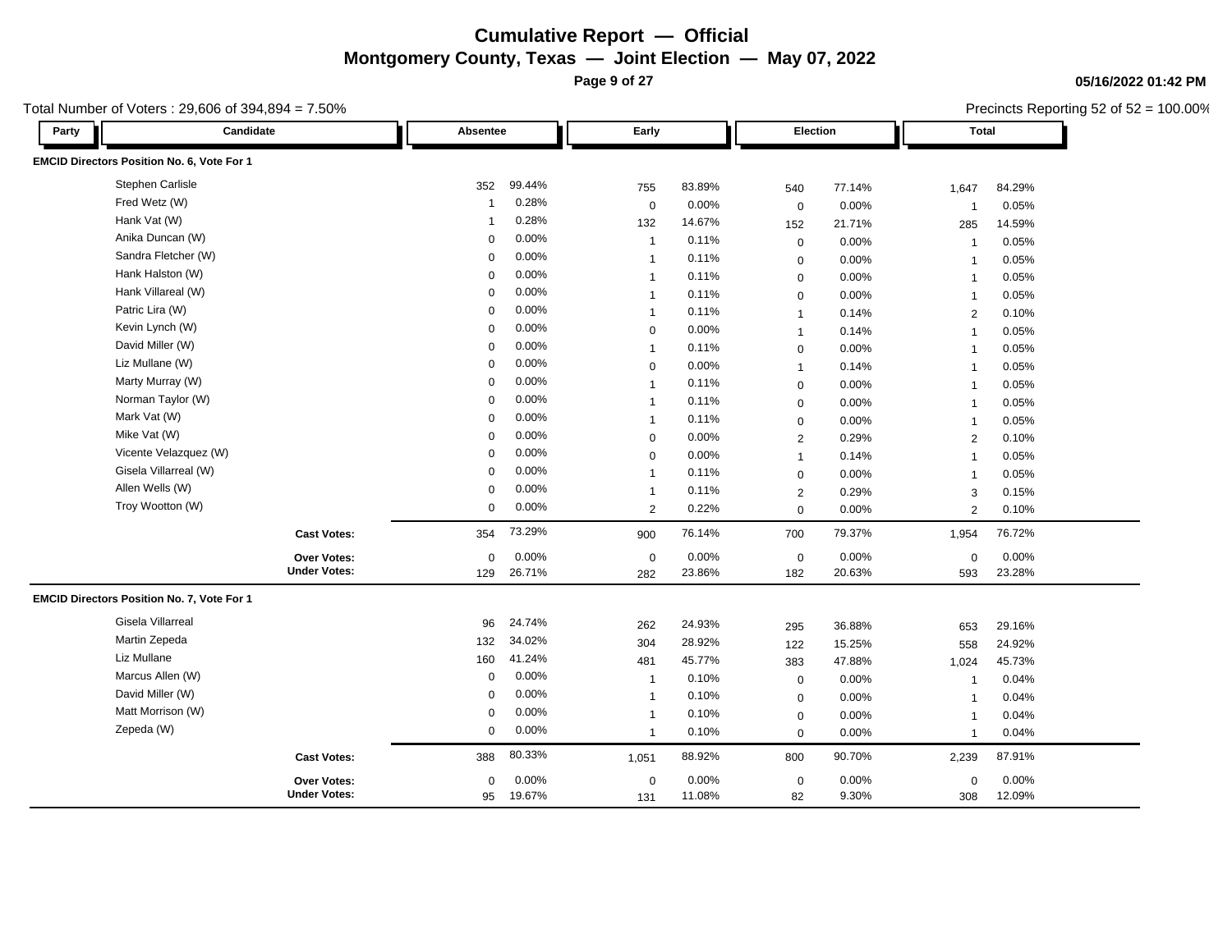# Cumulative Report — Official

## Montgomery County, Texas — Joint Election — May 07, 2022

05/16/2022 01:42 PM

Total Number of Voters : 29,606 of 394,894 = 7.50%

Precincts Reporting 52 of 52 = 100.00%

| Party | Candidate | Absentee | | Early | | Election | | Total | |
|---|---|---|---|---|---|---|---|---|---|
| **EMCID Directors Position No. 6, Vote For 1** | | | | | | | | | |
| | Stephen Carlisle | 352 | 99.44% | 755 | 83.89% | 540 | 77.14% | 1,647 | 84.29% |
| | Fred Wetz (W) | 1 | 0.28% | 0 | 0.00% | 0 | 0.00% | 1 | 0.05% |
| | Hank Vat (W) | 1 | 0.28% | 132 | 14.67% | 152 | 21.71% | 285 | 14.59% |
| | Anika Duncan (W) | 0 | 0.00% | 1 | 0.11% | 0 | 0.00% | 1 | 0.05% |
| | Sandra Fletcher (W) | 0 | 0.00% | 1 | 0.11% | 0 | 0.00% | 1 | 0.05% |
| | Hank Halston (W) | 0 | 0.00% | 1 | 0.11% | 0 | 0.00% | 1 | 0.05% |
| | Hank Villareal (W) | 0 | 0.00% | 1 | 0.11% | 0 | 0.00% | 1 | 0.05% |
| | Patric Lira (W) | 0 | 0.00% | 1 | 0.11% | 1 | 0.14% | 2 | 0.10% |
| | Kevin Lynch (W) | 0 | 0.00% | 0 | 0.00% | 1 | 0.14% | 1 | 0.05% |
| | David Miller (W) | 0 | 0.00% | 1 | 0.11% | 0 | 0.00% | 1 | 0.05% |
| | Liz Mullane (W) | 0 | 0.00% | 0 | 0.00% | 1 | 0.14% | 1 | 0.05% |
| | Marty Murray (W) | 0 | 0.00% | 1 | 0.11% | 0 | 0.00% | 1 | 0.05% |
| | Norman Taylor (W) | 0 | 0.00% | 1 | 0.11% | 0 | 0.00% | 1 | 0.05% |
| | Mark Vat (W) | 0 | 0.00% | 1 | 0.11% | 0 | 0.00% | 1 | 0.05% |
| | Mike Vat (W) | 0 | 0.00% | 0 | 0.00% | 2 | 0.29% | 2 | 0.10% |
| | Vicente Velazquez (W) | 0 | 0.00% | 0 | 0.00% | 1 | 0.14% | 1 | 0.05% |
| | Gisela Villarreal (W) | 0 | 0.00% | 1 | 0.11% | 0 | 0.00% | 1 | 0.05% |
| | Allen Wells (W) | 0 | 0.00% | 1 | 0.11% | 2 | 0.29% | 3 | 0.15% |
| | Troy Wootton (W) | 0 | 0.00% | 2 | 0.22% | 0 | 0.00% | 2 | 0.10% |
| | **Cast Votes:** | 354 | 73.29% | 900 | 76.14% | 700 | 79.37% | 1,954 | 76.72% |
| | **Over Votes:** | 0 | 0.00% | 0 | 0.00% | 0 | 0.00% | 0 | 0.00% |
| | **Under Votes:** | 129 | 26.71% | 282 | 23.86% | 182 | 20.63% | 593 | 23.28% |
| **EMCID Directors Position No. 7, Vote For 1** | | | | | | | | | |
| | Gisela Villarreal | 96 | 24.74% | 262 | 24.93% | 295 | 36.88% | 653 | 29.16% |
| | Martin Zepeda | 132 | 34.02% | 304 | 28.92% | 122 | 15.25% | 558 | 24.92% |
| | Liz Mullane | 160 | 41.24% | 481 | 45.77% | 383 | 47.88% | 1,024 | 45.73% |
| | Marcus Allen (W) | 0 | 0.00% | 1 | 0.10% | 0 | 0.00% | 1 | 0.04% |
| | David Miller (W) | 0 | 0.00% | 1 | 0.10% | 0 | 0.00% | 1 | 0.04% |
| | Matt Morrison (W) | 0 | 0.00% | 1 | 0.10% | 0 | 0.00% | 1 | 0.04% |
| | Zepeda (W) | 0 | 0.00% | 1 | 0.10% | 0 | 0.00% | 1 | 0.04% |
| | **Cast Votes:** | 388 | 80.33% | 1,051 | 88.92% | 800 | 90.70% | 2,239 | 87.91% |
| | **Over Votes:** | 0 | 0.00% | 0 | 0.00% | 0 | 0.00% | 0 | 0.00% |
| | **Under Votes:** | 95 | 19.67% | 131 | 11.08% | 82 | 9.30% | 308 | 12.09% |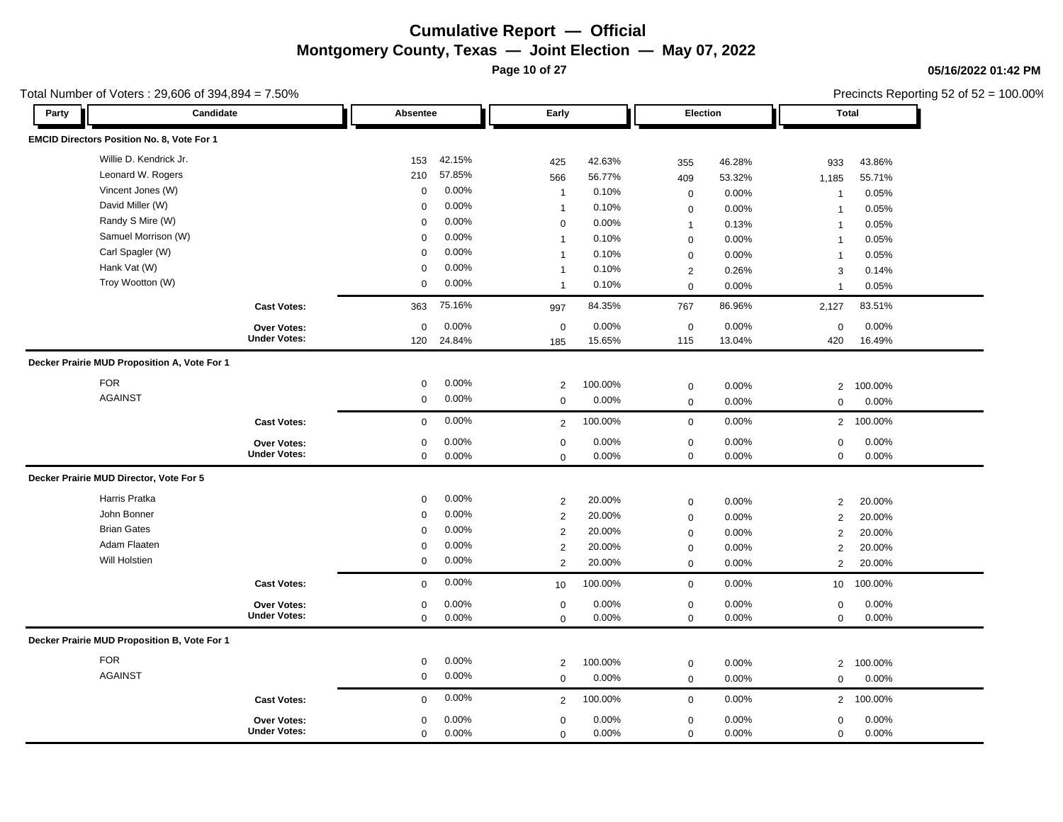# Cumulative Report — Official

## Montgomery County, Texas — Joint Election — May 07, 2022

05/16/2022 01:42 PM

Total Number of Voters : 29,606 of 394,894 = 7.50%

Precincts Reporting 52 of 52 = 100.00%

| Party | Candidate | Absentee | | Early | | Election | | Total | |
|---|---|---|---|---|---|---|---|---|---|
| **EMCID Directors Position No. 8, Vote For 1** | | | | | | | | | |
| | Willie D. Kendrick Jr. | 153 | 42.15% | 425 | 42.63% | 355 | 46.28% | 933 | 43.86% |
| | Leonard W. Rogers | 210 | 57.85% | 566 | 56.77% | 409 | 53.32% | 1,185 | 55.71% |
| | Vincent Jones (W) | 0 | 0.00% | 1 | 0.10% | 0 | 0.00% | 1 | 0.05% |
| | David Miller (W) | 0 | 0.00% | 1 | 0.10% | 0 | 0.00% | 1 | 0.05% |
| | Randy S Mire (W) | 0 | 0.00% | 0 | 0.00% | 1 | 0.13% | 1 | 0.05% |
| | Samuel Morrison (W) | 0 | 0.00% | 1 | 0.10% | 0 | 0.00% | 1 | 0.05% |
| | Carl Spagler (W) | 0 | 0.00% | 1 | 0.10% | 0 | 0.00% | 1 | 0.05% |
| | Hank Vat (W) | 0 | 0.00% | 1 | 0.10% | 2 | 0.26% | 3 | 0.14% |
| | Troy Wootton (W) | 0 | 0.00% | 1 | 0.10% | 0 | 0.00% | 1 | 0.05% |
| | **Cast Votes:** | 363 | 75.16% | 997 | 84.35% | 767 | 86.96% | 2,127 | 83.51% |
| | **Over Votes:** | 0 | 0.00% | 0 | 0.00% | 0 | 0.00% | 0 | 0.00% |
| | **Under Votes:** | 120 | 24.84% | 185 | 15.65% | 115 | 13.04% | 420 | 16.49% |
| **Decker Prairie MUD Proposition A, Vote For 1** | | | | | | | | | |
| | FOR | 0 | 0.00% | 2 | 100.00% | 0 | 0.00% | 2 | 100.00% |
| | AGAINST | 0 | 0.00% | 0 | 0.00% | 0 | 0.00% | 0 | 0.00% |
| | **Cast Votes:** | 0 | 0.00% | 2 | 100.00% | 0 | 0.00% | 2 | 100.00% |
| | **Over Votes:** | 0 | 0.00% | 0 | 0.00% | 0 | 0.00% | 0 | 0.00% |
| | **Under Votes:** | 0 | 0.00% | 0 | 0.00% | 0 | 0.00% | 0 | 0.00% |
| **Decker Prairie MUD Director, Vote For 5** | | | | | | | | | |
| | Harris Pratka | 0 | 0.00% | 2 | 20.00% | 0 | 0.00% | 2 | 20.00% |
| | John Bonner | 0 | 0.00% | 2 | 20.00% | 0 | 0.00% | 2 | 20.00% |
| | Brian Gates | 0 | 0.00% | 2 | 20.00% | 0 | 0.00% | 2 | 20.00% |
| | Adam Flaaten | 0 | 0.00% | 2 | 20.00% | 0 | 0.00% | 2 | 20.00% |
| | Will Holstien | 0 | 0.00% | 2 | 20.00% | 0 | 0.00% | 2 | 20.00% |
| | **Cast Votes:** | 0 | 0.00% | 10 | 100.00% | 0 | 0.00% | 10 | 100.00% |
| | **Over Votes:** | 0 | 0.00% | 0 | 0.00% | 0 | 0.00% | 0 | 0.00% |
| | **Under Votes:** | 0 | 0.00% | 0 | 0.00% | 0 | 0.00% | 0 | 0.00% |
| **Decker Prairie MUD Proposition B, Vote For 1** | | | | | | | | | |
| | FOR | 0 | 0.00% | 2 | 100.00% | 0 | 0.00% | 2 | 100.00% |
| | AGAINST | 0 | 0.00% | 0 | 0.00% | 0 | 0.00% | 0 | 0.00% |
| | **Cast Votes:** | 0 | 0.00% | 2 | 100.00% | 0 | 0.00% | 2 | 100.00% |
| | **Over Votes:** | 0 | 0.00% | 0 | 0.00% | 0 | 0.00% | 0 | 0.00% |
| | **Under Votes:** | 0 | 0.00% | 0 | 0.00% | 0 | 0.00% | 0 | 0.00% |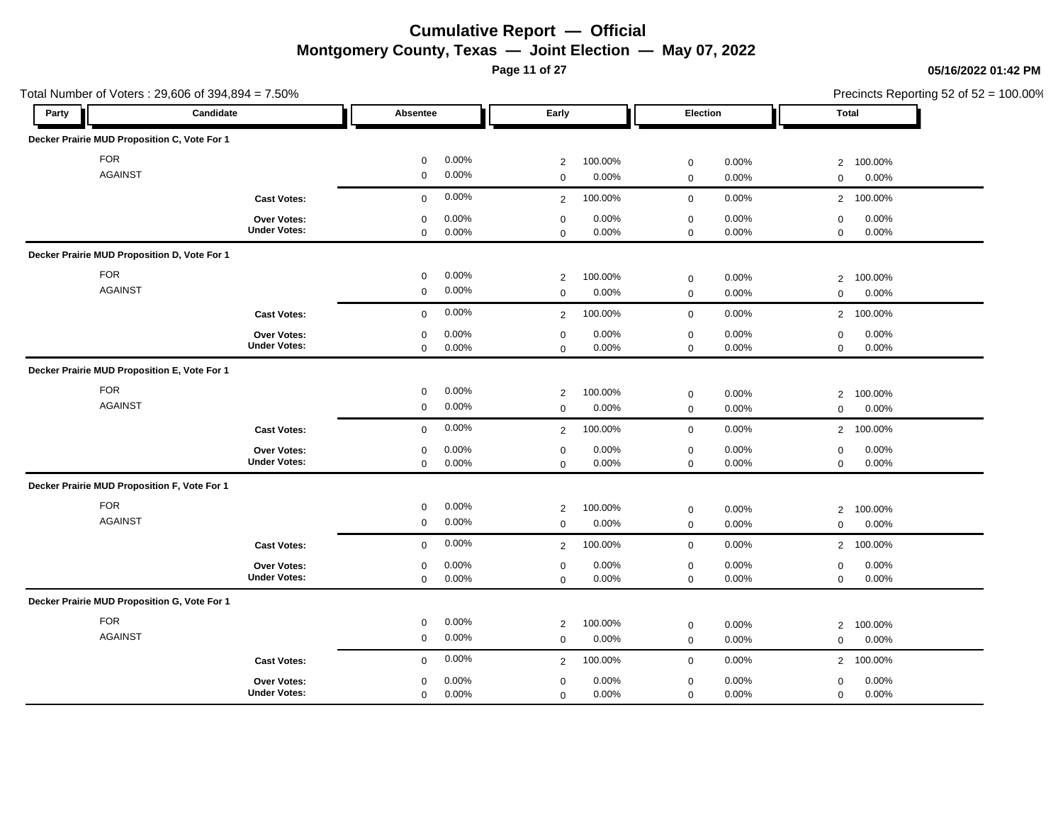# Cumulative Report — Official

## Montgomery County, Texas — Joint Election — May 07, 2022

05/16/2022 01:42 PM

Total Number of Voters : 29,606 of 394,894 = 7.50%

Precincts Reporting 52 of 52 = 100.00%

| Party | Candidate | Absentee | | Early | | Election | | Total | |
|---|---|---|---|---|---|---|---|---|---|
| **Decker Prairie MUD Proposition C, Vote For 1** | | | | | | | | | |
| | FOR | 0 | 0.00% | 2 | 100.00% | 0 | 0.00% | 2 | 100.00% |
| | AGAINST | 0 | 0.00% | 0 | 0.00% | 0 | 0.00% | 0 | 0.00% |
| | **Cast Votes:** | 0 | 0.00% | 2 | 100.00% | 0 | 0.00% | 2 | 100.00% |
| | **Over Votes:** | 0 | 0.00% | 0 | 0.00% | 0 | 0.00% | 0 | 0.00% |
| | **Under Votes:** | 0 | 0.00% | 0 | 0.00% | 0 | 0.00% | 0 | 0.00% |
| **Decker Prairie MUD Proposition D, Vote For 1** | | | | | | | | | |
| | FOR | 0 | 0.00% | 2 | 100.00% | 0 | 0.00% | 2 | 100.00% |
| | AGAINST | 0 | 0.00% | 0 | 0.00% | 0 | 0.00% | 0 | 0.00% |
| | **Cast Votes:** | 0 | 0.00% | 2 | 100.00% | 0 | 0.00% | 2 | 100.00% |
| | **Over Votes:** | 0 | 0.00% | 0 | 0.00% | 0 | 0.00% | 0 | 0.00% |
| | **Under Votes:** | 0 | 0.00% | 0 | 0.00% | 0 | 0.00% | 0 | 0.00% |
| **Decker Prairie MUD Proposition E, Vote For 1** | | | | | | | | | |
| | FOR | 0 | 0.00% | 2 | 100.00% | 0 | 0.00% | 2 | 100.00% |
| | AGAINST | 0 | 0.00% | 0 | 0.00% | 0 | 0.00% | 0 | 0.00% |
| | **Cast Votes:** | 0 | 0.00% | 2 | 100.00% | 0 | 0.00% | 2 | 100.00% |
| | **Over Votes:** | 0 | 0.00% | 0 | 0.00% | 0 | 0.00% | 0 | 0.00% |
| | **Under Votes:** | 0 | 0.00% | 0 | 0.00% | 0 | 0.00% | 0 | 0.00% |
| **Decker Prairie MUD Proposition F, Vote For 1** | | | | | | | | | |
| | FOR | 0 | 0.00% | 2 | 100.00% | 0 | 0.00% | 2 | 100.00% |
| | AGAINST | 0 | 0.00% | 0 | 0.00% | 0 | 0.00% | 0 | 0.00% |
| | **Cast Votes:** | 0 | 0.00% | 2 | 100.00% | 0 | 0.00% | 2 | 100.00% |
| | **Over Votes:** | 0 | 0.00% | 0 | 0.00% | 0 | 0.00% | 0 | 0.00% |
| | **Under Votes:** | 0 | 0.00% | 0 | 0.00% | 0 | 0.00% | 0 | 0.00% |
| **Decker Prairie MUD Proposition G, Vote For 1** | | | | | | | | | |
| | FOR | 0 | 0.00% | 2 | 100.00% | 0 | 0.00% | 2 | 100.00% |
| | AGAINST | 0 | 0.00% | 0 | 0.00% | 0 | 0.00% | 0 | 0.00% |
| | **Cast Votes:** | 0 | 0.00% | 2 | 100.00% | 0 | 0.00% | 2 | 100.00% |
| | **Over Votes:** | 0 | 0.00% | 0 | 0.00% | 0 | 0.00% | 0 | 0.00% |
| | **Under Votes:** | 0 | 0.00% | 0 | 0.00% | 0 | 0.00% | 0 | 0.00% |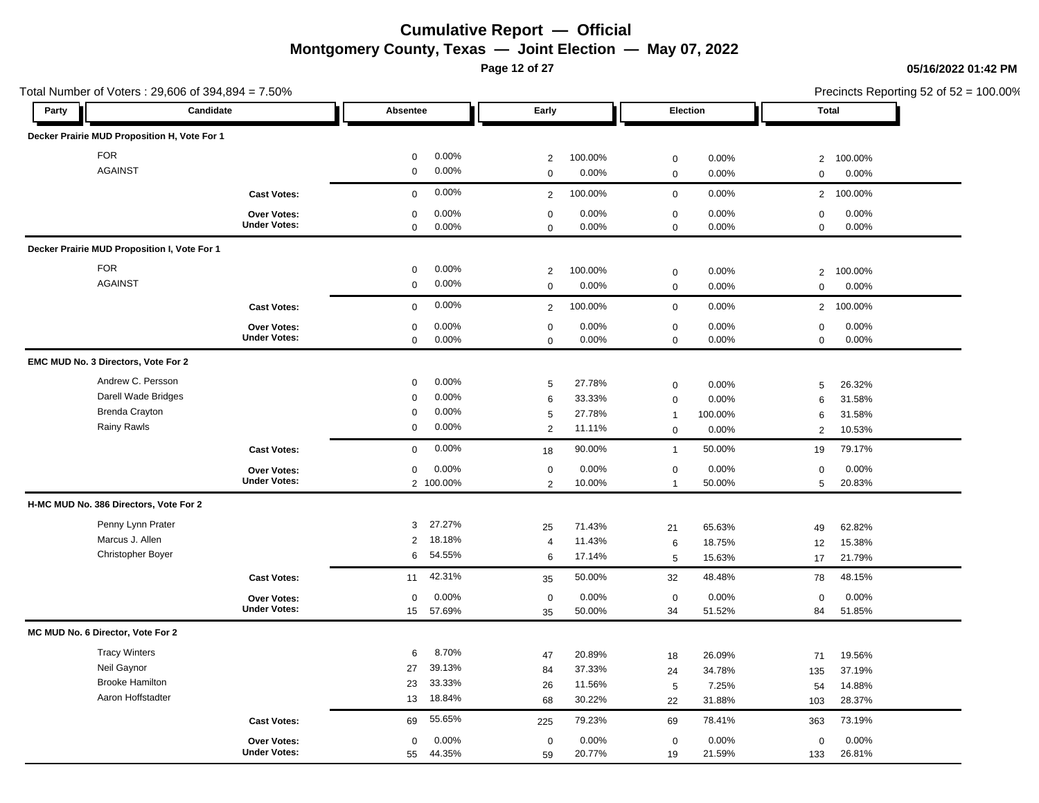# Cumulative Report — Official
## Montgomery County, Texas — Joint Election — May 07, 2022

05/16/2022 01:42 PM

Total Number of Voters : 29,606 of 394,894 = 7.50%

Precincts Reporting 52 of 52 = 100.00%

### Decker Prairie MUD Proposition H, Vote For 1

| Party | Candidate | Absentee | | Early | | Election | | Total | |
|---|---|---|---|---|---|---|---|---|---|
| | FOR | 0 | 0.00% | 2 | 100.00% | 0 | 0.00% | 2 | 100.00% |
| | AGAINST | 0 | 0.00% | 0 | 0.00% | 0 | 0.00% | 0 | 0.00% |
| | **Cast Votes:** | 0 | 0.00% | 2 | 100.00% | 0 | 0.00% | 2 | 100.00% |
| | **Over Votes:** | 0 | 0.00% | 0 | 0.00% | 0 | 0.00% | 0 | 0.00% |
| | **Under Votes:** | 0 | 0.00% | 0 | 0.00% | 0 | 0.00% | 0 | 0.00% |

### Decker Prairie MUD Proposition I, Vote For 1

| Party | Candidate | Absentee | | Early | | Election | | Total | |
|---|---|---|---|---|---|---|---|---|---|
| | FOR | 0 | 0.00% | 2 | 100.00% | 0 | 0.00% | 2 | 100.00% |
| | AGAINST | 0 | 0.00% | 0 | 0.00% | 0 | 0.00% | 0 | 0.00% |
| | **Cast Votes:** | 0 | 0.00% | 2 | 100.00% | 0 | 0.00% | 2 | 100.00% |
| | **Over Votes:** | 0 | 0.00% | 0 | 0.00% | 0 | 0.00% | 0 | 0.00% |
| | **Under Votes:** | 0 | 0.00% | 0 | 0.00% | 0 | 0.00% | 0 | 0.00% |

### EMC MUD No. 3 Directors, Vote For 2

| Party | Candidate | Absentee | | Early | | Election | | Total | |
|---|---|---|---|---|---|---|---|---|---|
| | Andrew C. Persson | 0 | 0.00% | 5 | 27.78% | 0 | 0.00% | 5 | 26.32% |
| | Darell Wade Bridges | 0 | 0.00% | 6 | 33.33% | 0 | 0.00% | 6 | 31.58% |
| | Brenda Crayton | 0 | 0.00% | 5 | 27.78% | 1 | 100.00% | 6 | 31.58% |
| | Rainy Rawls | 0 | 0.00% | 2 | 11.11% | 0 | 0.00% | 2 | 10.53% |
| | **Cast Votes:** | 0 | 0.00% | 18 | 90.00% | 1 | 50.00% | 19 | 79.17% |
| | **Over Votes:** | 0 | 0.00% | 0 | 0.00% | 0 | 0.00% | 0 | 0.00% |
| | **Under Votes:** | 2 | 100.00% | 2 | 10.00% | 1 | 50.00% | 5 | 20.83% |

### H-MC MUD No. 386 Directors, Vote For 2

| Party | Candidate | Absentee | | Early | | Election | | Total | |
|---|---|---|---|---|---|---|---|---|---|
| | Penny Lynn Prater | 3 | 27.27% | 25 | 71.43% | 21 | 65.63% | 49 | 62.82% |
| | Marcus J. Allen | 2 | 18.18% | 4 | 11.43% | 6 | 18.75% | 12 | 15.38% |
| | Christopher Boyer | 6 | 54.55% | 6 | 17.14% | 5 | 15.63% | 17 | 21.79% |
| | **Cast Votes:** | 11 | 42.31% | 35 | 50.00% | 32 | 48.48% | 78 | 48.15% |
| | **Over Votes:** | 0 | 0.00% | 0 | 0.00% | 0 | 0.00% | 0 | 0.00% |
| | **Under Votes:** | 15 | 57.69% | 35 | 50.00% | 34 | 51.52% | 84 | 51.85% |

### MC MUD No. 6 Director, Vote For 2

| Party | Candidate | Absentee | | Early | | Election | | Total | |
|---|---|---|---|---|---|---|---|---|---|
| | Tracy Winters | 6 | 8.70% | 47 | 20.89% | 18 | 26.09% | 71 | 19.56% |
| | Neil Gaynor | 27 | 39.13% | 84 | 37.33% | 24 | 34.78% | 135 | 37.19% |
| | Brooke Hamilton | 23 | 33.33% | 26 | 11.56% | 5 | 7.25% | 54 | 14.88% |
| | Aaron Hoffstadter | 13 | 18.84% | 68 | 30.22% | 22 | 31.88% | 103 | 28.37% |
| | **Cast Votes:** | 69 | 55.65% | 225 | 79.23% | 69 | 78.41% | 363 | 73.19% |
| | **Over Votes:** | 0 | 0.00% | 0 | 0.00% | 0 | 0.00% | 0 | 0.00% |
| | **Under Votes:** | 55 | 44.35% | 59 | 20.77% | 19 | 21.59% | 133 | 26.81% |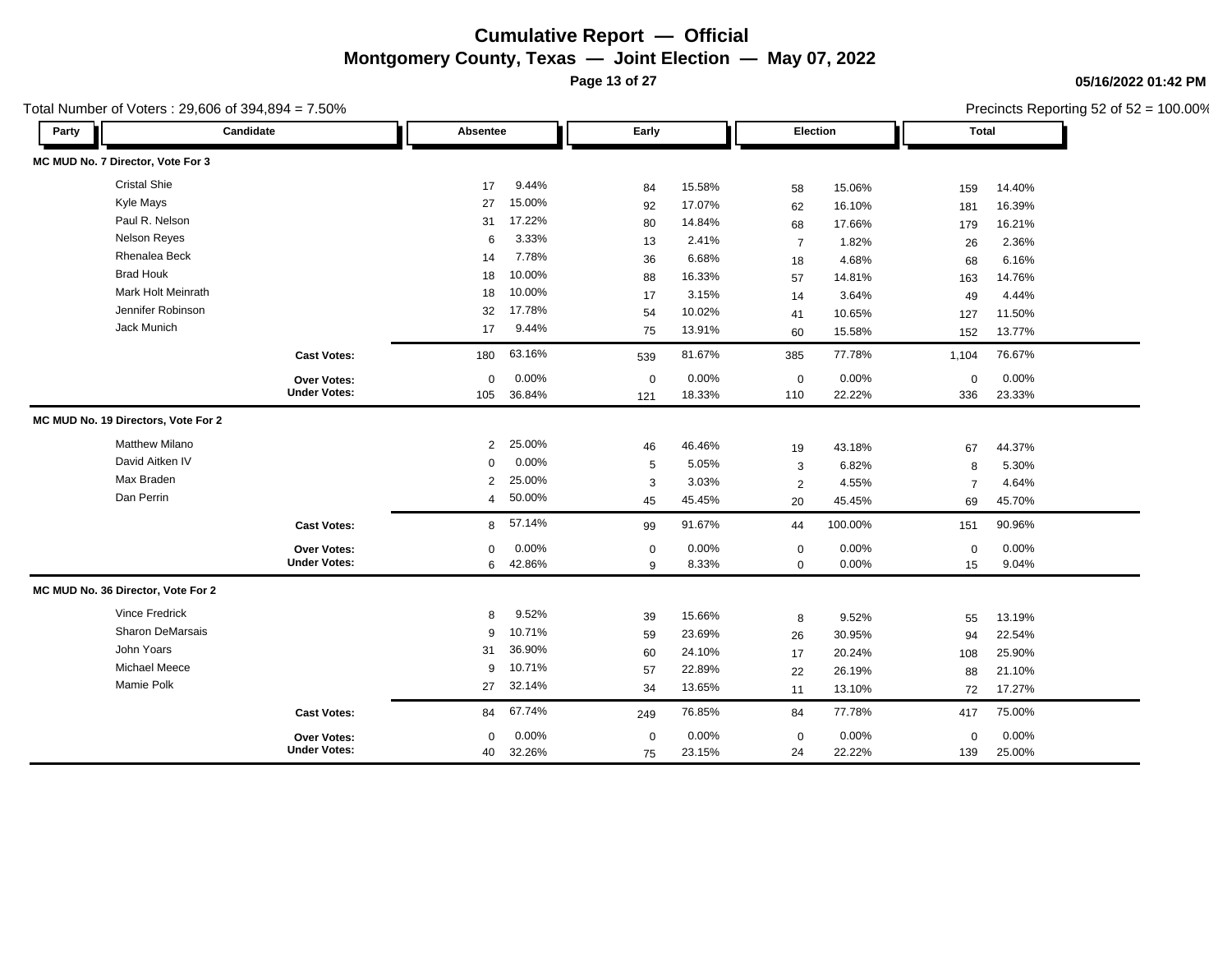# Cumulative Report — Official

## Montgomery County, Texas — Joint Election — May 07, 2022

Total Number of Voters : 29,606 of 394,894 = 7.50%

Precincts Reporting 52 of 52 = 100.00%

| Party | Candidate | Absentee | | Early | | Election | | Total | |
|---|---|---|---|---|---|---|---|---|---|
| **MC MUD No. 7 Director, Vote For 3** | | | | | | | | | |
| | Cristal Shie | 17 | 9.44% | 84 | 15.58% | 58 | 15.06% | 159 | 14.40% |
| | Kyle Mays | 27 | 15.00% | 92 | 17.07% | 62 | 16.10% | 181 | 16.39% |
| | Paul R. Nelson | 31 | 17.22% | 80 | 14.84% | 68 | 17.66% | 179 | 16.21% |
| | Nelson Reyes | 6 | 3.33% | 13 | 2.41% | 7 | 1.82% | 26 | 2.36% |
| | Rhenalea Beck | 14 | 7.78% | 36 | 6.68% | 18 | 4.68% | 68 | 6.16% |
| | Brad Houk | 18 | 10.00% | 88 | 16.33% | 57 | 14.81% | 163 | 14.76% |
| | Mark Holt Meinrath | 18 | 10.00% | 17 | 3.15% | 14 | 3.64% | 49 | 4.44% |
| | Jennifer Robinson | 32 | 17.78% | 54 | 10.02% | 41 | 10.65% | 127 | 11.50% |
| | Jack Munich | 17 | 9.44% | 75 | 13.91% | 60 | 15.58% | 152 | 13.77% |
| | **Cast Votes:** | 180 | 63.16% | 539 | 81.67% | 385 | 77.78% | 1,104 | 76.67% |
| | **Over Votes:** | 0 | 0.00% | 0 | 0.00% | 0 | 0.00% | 0 | 0.00% |
| | **Under Votes:** | 105 | 36.84% | 121 | 18.33% | 110 | 22.22% | 336 | 23.33% |
| **MC MUD No. 19 Directors, Vote For 2** | | | | | | | | | |
| | Matthew Milano | 2 | 25.00% | 46 | 46.46% | 19 | 43.18% | 67 | 44.37% |
| | David Aitken IV | 0 | 0.00% | 5 | 5.05% | 3 | 6.82% | 8 | 5.30% |
| | Max Braden | 2 | 25.00% | 3 | 3.03% | 2 | 4.55% | 7 | 4.64% |
| | Dan Perrin | 4 | 50.00% | 45 | 45.45% | 20 | 45.45% | 69 | 45.70% |
| | **Cast Votes:** | 8 | 57.14% | 99 | 91.67% | 44 | 100.00% | 151 | 90.96% |
| | **Over Votes:** | 0 | 0.00% | 0 | 0.00% | 0 | 0.00% | 0 | 0.00% |
| | **Under Votes:** | 6 | 42.86% | 9 | 8.33% | 0 | 0.00% | 15 | 9.04% |
| **MC MUD No. 36 Director, Vote For 2** | | | | | | | | | |
| | Vince Fredrick | 8 | 9.52% | 39 | 15.66% | 8 | 9.52% | 55 | 13.19% |
| | Sharon DeMarsais | 9 | 10.71% | 59 | 23.69% | 26 | 30.95% | 94 | 22.54% |
| | John Yoars | 31 | 36.90% | 60 | 24.10% | 17 | 20.24% | 108 | 25.90% |
| | Michael Meece | 9 | 10.71% | 57 | 22.89% | 22 | 26.19% | 88 | 21.10% |
| | Mamie Polk | 27 | 32.14% | 34 | 13.65% | 11 | 13.10% | 72 | 17.27% |
| | **Cast Votes:** | 84 | 67.74% | 249 | 76.85% | 84 | 77.78% | 417 | 75.00% |
| | **Over Votes:** | 0 | 0.00% | 0 | 0.00% | 0 | 0.00% | 0 | 0.00% |
| | **Under Votes:** | 40 | 32.26% | 75 | 23.15% | 24 | 22.22% | 139 | 25.00% |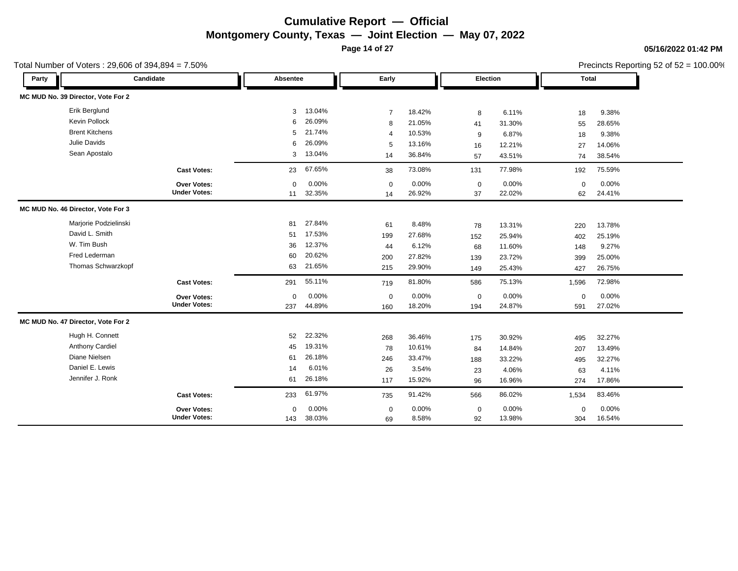# Cumulative Report — Official

## Montgomery County, Texas — Joint Election — May 07, 2022

05/16/2022 01:42 PM

Total Number of Voters : 29,606 of 394,894 = 7.50%

Precincts Reporting 52 of 52 = 100.00%

| Party | Candidate | Absentee | | Early | | Election | | Total | |
|---|---|---|---|---|---|---|---|---|---|
| **MC MUD No. 39 Director, Vote For 2** | | | | | | | | | |
| | Erik Berglund | 3 | 13.04% | 7 | 18.42% | 8 | 6.11% | 18 | 9.38% |
| | Kevin Pollock | 6 | 26.09% | 8 | 21.05% | 41 | 31.30% | 55 | 28.65% |
| | Brent Kitchens | 5 | 21.74% | 4 | 10.53% | 9 | 6.87% | 18 | 9.38% |
| | Julie Davids | 6 | 26.09% | 5 | 13.16% | 16 | 12.21% | 27 | 14.06% |
| | Sean Apostalo | 3 | 13.04% | 14 | 36.84% | 57 | 43.51% | 74 | 38.54% |
| | **Cast Votes:** | 23 | 67.65% | 38 | 73.08% | 131 | 77.98% | 192 | 75.59% |
| | **Over Votes:** | 0 | 0.00% | 0 | 0.00% | 0 | 0.00% | 0 | 0.00% |
| | **Under Votes:** | 11 | 32.35% | 14 | 26.92% | 37 | 22.02% | 62 | 24.41% |
| **MC MUD No. 46 Director, Vote For 3** | | | | | | | | | |
| | Marjorie Podzielinski | 81 | 27.84% | 61 | 8.48% | 78 | 13.31% | 220 | 13.78% |
| | David L. Smith | 51 | 17.53% | 199 | 27.68% | 152 | 25.94% | 402 | 25.19% |
| | W. Tim Bush | 36 | 12.37% | 44 | 6.12% | 68 | 11.60% | 148 | 9.27% |
| | Fred Lederman | 60 | 20.62% | 200 | 27.82% | 139 | 23.72% | 399 | 25.00% |
| | Thomas Schwarzkopf | 63 | 21.65% | 215 | 29.90% | 149 | 25.43% | 427 | 26.75% |
| | **Cast Votes:** | 291 | 55.11% | 719 | 81.80% | 586 | 75.13% | 1,596 | 72.98% |
| | **Over Votes:** | 0 | 0.00% | 0 | 0.00% | 0 | 0.00% | 0 | 0.00% |
| | **Under Votes:** | 237 | 44.89% | 160 | 18.20% | 194 | 24.87% | 591 | 27.02% |
| **MC MUD No. 47 Director, Vote For 2** | | | | | | | | | |
| | Hugh H. Connett | 52 | 22.32% | 268 | 36.46% | 175 | 30.92% | 495 | 32.27% |
| | Anthony Cardiel | 45 | 19.31% | 78 | 10.61% | 84 | 14.84% | 207 | 13.49% |
| | Diane Nielsen | 61 | 26.18% | 246 | 33.47% | 188 | 33.22% | 495 | 32.27% |
| | Daniel E. Lewis | 14 | 6.01% | 26 | 3.54% | 23 | 4.06% | 63 | 4.11% |
| | Jennifer J. Ronk | 61 | 26.18% | 117 | 15.92% | 96 | 16.96% | 274 | 17.86% |
| | **Cast Votes:** | 233 | 61.97% | 735 | 91.42% | 566 | 86.02% | 1,534 | 83.46% |
| | **Over Votes:** | 0 | 0.00% | 0 | 0.00% | 0 | 0.00% | 0 | 0.00% |
| | **Under Votes:** | 143 | 38.03% | 69 | 8.58% | 92 | 13.98% | 304 | 16.54% |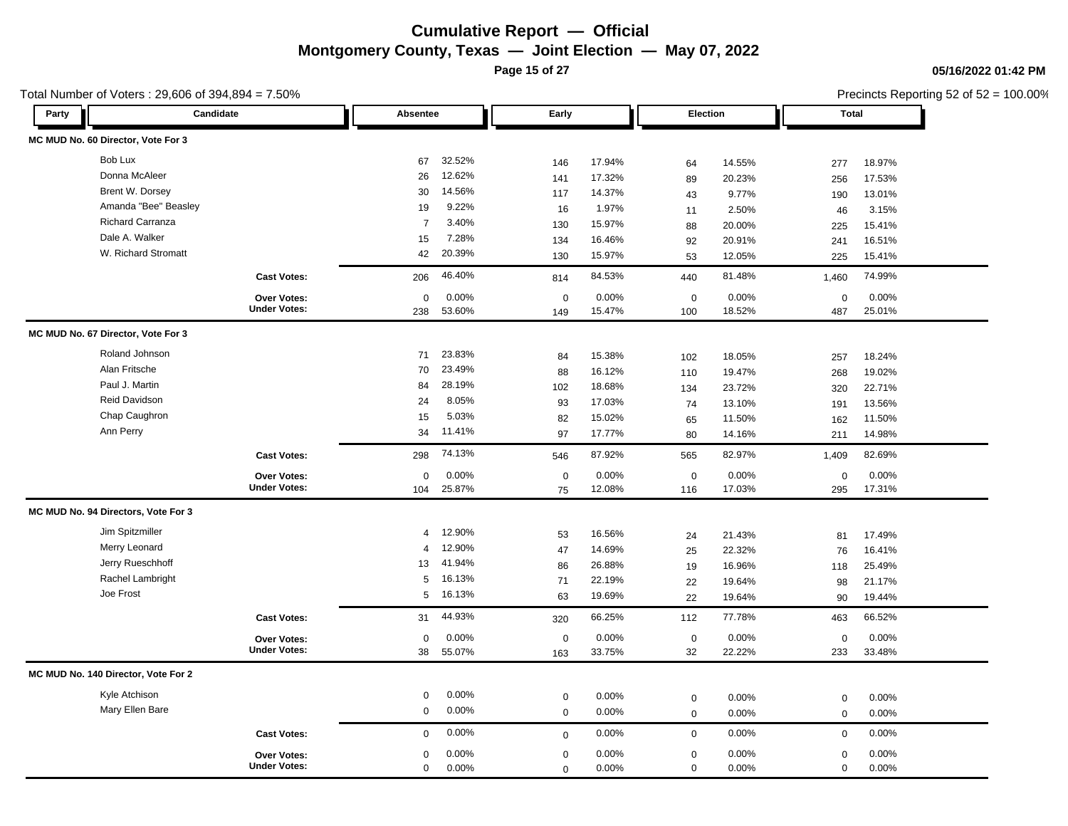# Cumulative Report — Official

## Montgomery County, Texas — Joint Election — May 07, 2022

05/16/2022 01:42 PM

Total Number of Voters : 29,606 of 394,894 = 7.50%

Precincts Reporting 52 of 52 = 100.00%

| Party | Candidate | Absentee | | Early | | Election | | Total | |
|---|---|---|---|---|---|---|---|---|---|
| **MC MUD No. 60 Director, Vote For 3** | | | | | | | | | |
| | Bob Lux | 67 | 32.52% | 146 | 17.94% | 64 | 14.55% | 277 | 18.97% |
| | Donna McAleer | 26 | 12.62% | 141 | 17.32% | 89 | 20.23% | 256 | 17.53% |
| | Brent W. Dorsey | 30 | 14.56% | 117 | 14.37% | 43 | 9.77% | 190 | 13.01% |
| | Amanda "Bee" Beasley | 19 | 9.22% | 16 | 1.97% | 11 | 2.50% | 46 | 3.15% |
| | Richard Carranza | 7 | 3.40% | 130 | 15.97% | 88 | 20.00% | 225 | 15.41% |
| | Dale A. Walker | 15 | 7.28% | 134 | 16.46% | 92 | 20.91% | 241 | 16.51% |
| | W. Richard Stromatt | 42 | 20.39% | 130 | 15.97% | 53 | 12.05% | 225 | 15.41% |
| | **Cast Votes:** | 206 | 46.40% | 814 | 84.53% | 440 | 81.48% | 1,460 | 74.99% |
| | **Over Votes:** | 0 | 0.00% | 0 | 0.00% | 0 | 0.00% | 0 | 0.00% |
| | **Under Votes:** | 238 | 53.60% | 149 | 15.47% | 100 | 18.52% | 487 | 25.01% |
| **MC MUD No. 67 Director, Vote For 3** | | | | | | | | | |
| | Roland Johnson | 71 | 23.83% | 84 | 15.38% | 102 | 18.05% | 257 | 18.24% |
| | Alan Fritsche | 70 | 23.49% | 88 | 16.12% | 110 | 19.47% | 268 | 19.02% |
| | Paul J. Martin | 84 | 28.19% | 102 | 18.68% | 134 | 23.72% | 320 | 22.71% |
| | Reid Davidson | 24 | 8.05% | 93 | 17.03% | 74 | 13.10% | 191 | 13.56% |
| | Chap Caughron | 15 | 5.03% | 82 | 15.02% | 65 | 11.50% | 162 | 11.50% |
| | Ann Perry | 34 | 11.41% | 97 | 17.77% | 80 | 14.16% | 211 | 14.98% |
| | **Cast Votes:** | 298 | 74.13% | 546 | 87.92% | 565 | 82.97% | 1,409 | 82.69% |
| | **Over Votes:** | 0 | 0.00% | 0 | 0.00% | 0 | 0.00% | 0 | 0.00% |
| | **Under Votes:** | 104 | 25.87% | 75 | 12.08% | 116 | 17.03% | 295 | 17.31% |
| **MC MUD No. 94 Directors, Vote For 3** | | | | | | | | | |
| | Jim Spitzmiller | 4 | 12.90% | 53 | 16.56% | 24 | 21.43% | 81 | 17.49% |
| | Merry Leonard | 4 | 12.90% | 47 | 14.69% | 25 | 22.32% | 76 | 16.41% |
| | Jerry Rueschhoff | 13 | 41.94% | 86 | 26.88% | 19 | 16.96% | 118 | 25.49% |
| | Rachel Lambright | 5 | 16.13% | 71 | 22.19% | 22 | 19.64% | 98 | 21.17% |
| | Joe Frost | 5 | 16.13% | 63 | 19.69% | 22 | 19.64% | 90 | 19.44% |
| | **Cast Votes:** | 31 | 44.93% | 320 | 66.25% | 112 | 77.78% | 463 | 66.52% |
| | **Over Votes:** | 0 | 0.00% | 0 | 0.00% | 0 | 0.00% | 0 | 0.00% |
| | **Under Votes:** | 38 | 55.07% | 163 | 33.75% | 32 | 22.22% | 233 | 33.48% |
| **MC MUD No. 140 Director, Vote For 2** | | | | | | | | | |
| | Kyle Atchison | 0 | 0.00% | 0 | 0.00% | 0 | 0.00% | 0 | 0.00% |
| | Mary Ellen Bare | 0 | 0.00% | 0 | 0.00% | 0 | 0.00% | 0 | 0.00% |
| | **Cast Votes:** | 0 | 0.00% | 0 | 0.00% | 0 | 0.00% | 0 | 0.00% |
| | **Over Votes:** | 0 | 0.00% | 0 | 0.00% | 0 | 0.00% | 0 | 0.00% |
| | **Under Votes:** | 0 | 0.00% | 0 | 0.00% | 0 | 0.00% | 0 | 0.00% |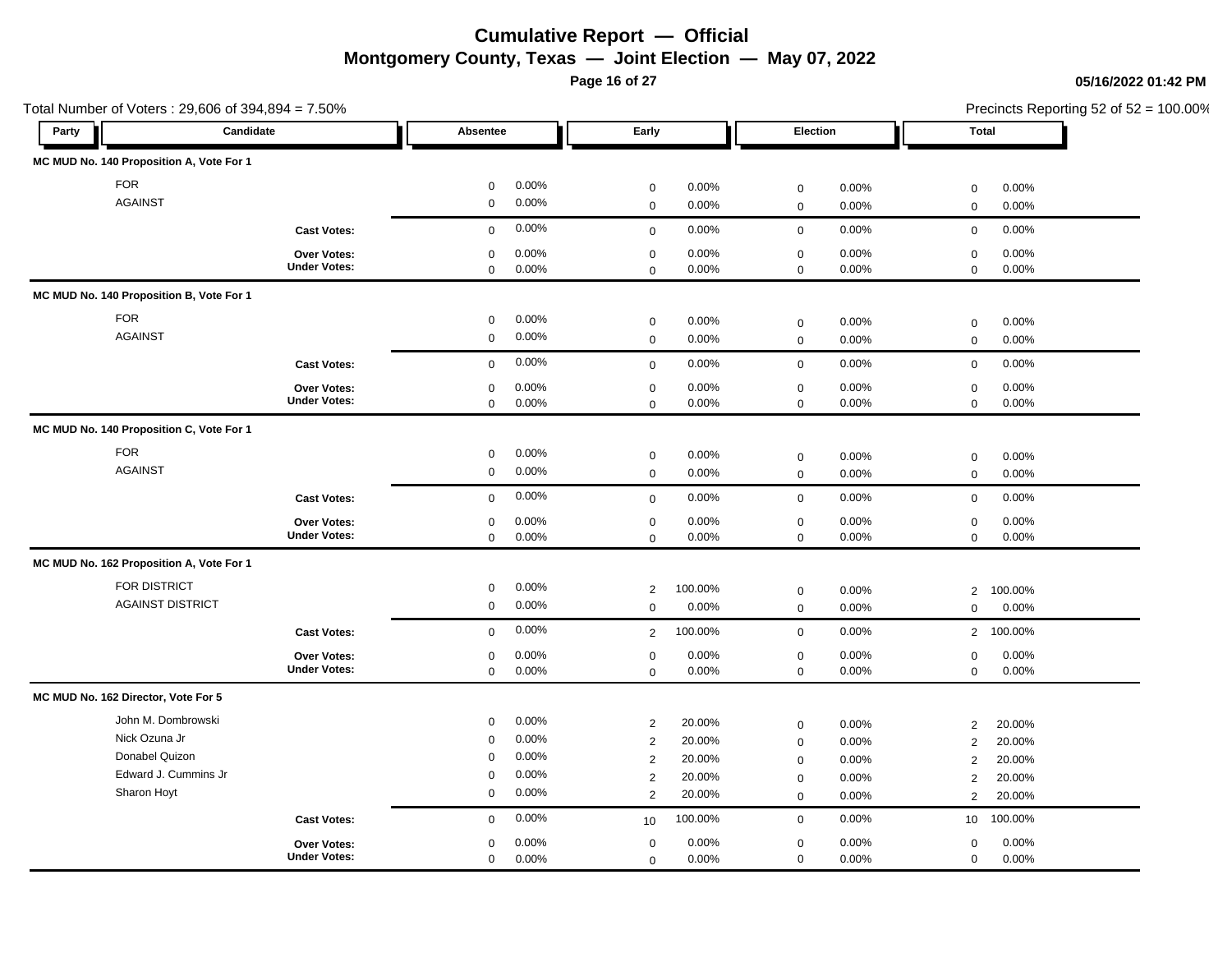# Cumulative Report — Official

## Montgomery County, Texas — Joint Election — May 07, 2022

05/16/2022 01:42 PM

Total Number of Voters : 29,606 of 394,894 = 7.50%

Precincts Reporting 52 of 52 = 100.00%

| Party | Candidate | Absentee | | Early | | Election | | Total | |
|---|---|---|---|---|---|---|---|---|---|
| **MC MUD No. 140 Proposition A, Vote For 1** | | | | | | | | | |
| | FOR | 0 | 0.00% | 0 | 0.00% | 0 | 0.00% | 0 | 0.00% |
| | AGAINST | 0 | 0.00% | 0 | 0.00% | 0 | 0.00% | 0 | 0.00% |
| | **Cast Votes:** | 0 | 0.00% | 0 | 0.00% | 0 | 0.00% | 0 | 0.00% |
| | **Over Votes:** | 0 | 0.00% | 0 | 0.00% | 0 | 0.00% | 0 | 0.00% |
| | **Under Votes:** | 0 | 0.00% | 0 | 0.00% | 0 | 0.00% | 0 | 0.00% |
| **MC MUD No. 140 Proposition B, Vote For 1** | | | | | | | | | |
| | FOR | 0 | 0.00% | 0 | 0.00% | 0 | 0.00% | 0 | 0.00% |
| | AGAINST | 0 | 0.00% | 0 | 0.00% | 0 | 0.00% | 0 | 0.00% |
| | **Cast Votes:** | 0 | 0.00% | 0 | 0.00% | 0 | 0.00% | 0 | 0.00% |
| | **Over Votes:** | 0 | 0.00% | 0 | 0.00% | 0 | 0.00% | 0 | 0.00% |
| | **Under Votes:** | 0 | 0.00% | 0 | 0.00% | 0 | 0.00% | 0 | 0.00% |
| **MC MUD No. 140 Proposition C, Vote For 1** | | | | | | | | | |
| | FOR | 0 | 0.00% | 0 | 0.00% | 0 | 0.00% | 0 | 0.00% |
| | AGAINST | 0 | 0.00% | 0 | 0.00% | 0 | 0.00% | 0 | 0.00% |
| | **Cast Votes:** | 0 | 0.00% | 0 | 0.00% | 0 | 0.00% | 0 | 0.00% |
| | **Over Votes:** | 0 | 0.00% | 0 | 0.00% | 0 | 0.00% | 0 | 0.00% |
| | **Under Votes:** | 0 | 0.00% | 0 | 0.00% | 0 | 0.00% | 0 | 0.00% |
| **MC MUD No. 162 Proposition A, Vote For 1** | | | | | | | | | |
| | FOR DISTRICT | 0 | 0.00% | 2 | 100.00% | 0 | 0.00% | 2 | 100.00% |
| | AGAINST DISTRICT | 0 | 0.00% | 0 | 0.00% | 0 | 0.00% | 0 | 0.00% |
| | **Cast Votes:** | 0 | 0.00% | 2 | 100.00% | 0 | 0.00% | 2 | 100.00% |
| | **Over Votes:** | 0 | 0.00% | 0 | 0.00% | 0 | 0.00% | 0 | 0.00% |
| | **Under Votes:** | 0 | 0.00% | 0 | 0.00% | 0 | 0.00% | 0 | 0.00% |
| **MC MUD No. 162 Director, Vote For 5** | | | | | | | | | |
| | John M. Dombrowski | 0 | 0.00% | 2 | 20.00% | 0 | 0.00% | 2 | 20.00% |
| | Nick Ozuna Jr | 0 | 0.00% | 2 | 20.00% | 0 | 0.00% | 2 | 20.00% |
| | Donabel Quizon | 0 | 0.00% | 2 | 20.00% | 0 | 0.00% | 2 | 20.00% |
| | Edward J. Cummins Jr | 0 | 0.00% | 2 | 20.00% | 0 | 0.00% | 2 | 20.00% |
| | Sharon Hoyt | 0 | 0.00% | 2 | 20.00% | 0 | 0.00% | 2 | 20.00% |
| | **Cast Votes:** | 0 | 0.00% | 10 | 100.00% | 0 | 0.00% | 10 | 100.00% |
| | **Over Votes:** | 0 | 0.00% | 0 | 0.00% | 0 | 0.00% | 0 | 0.00% |
| | **Under Votes:** | 0 | 0.00% | 0 | 0.00% | 0 | 0.00% | 0 | 0.00% |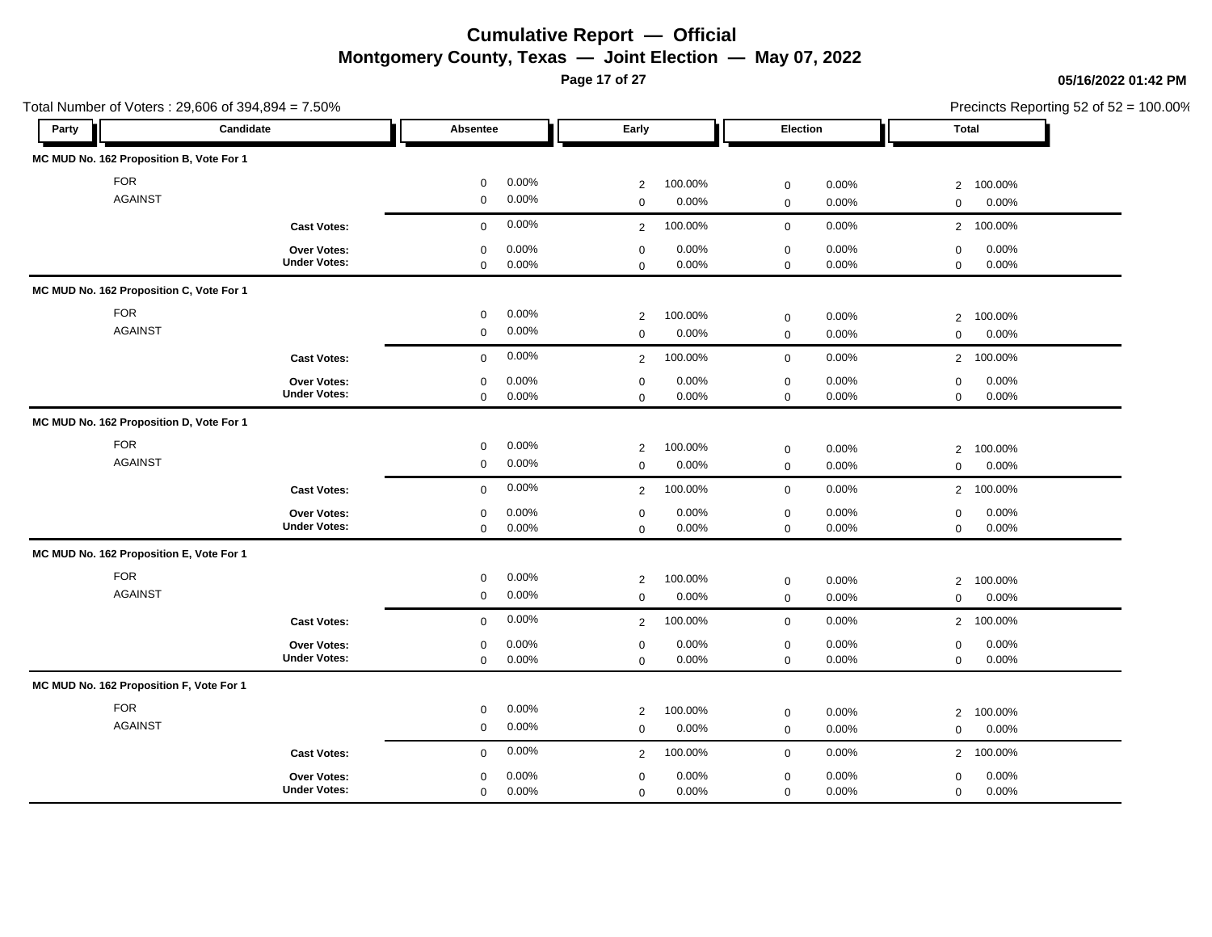# Cumulative Report — Official

## Montgomery County, Texas — Joint Election — May 07, 2022

05/16/2022 01:42 PM

Total Number of Voters : 29,606 of 394,894 = 7.50%

Precincts Reporting 52 of 52 = 100.00%

| Party | Candidate | Absentee | | Early | | Election | | Total | |
|---|---|---|---|---|---|---|---|---|---|
| **MC MUD No. 162 Proposition B, Vote For 1** | | | | | | | | | |
| | FOR | 0 | 0.00% | 2 | 100.00% | 0 | 0.00% | 2 | 100.00% |
| | AGAINST | 0 | 0.00% | 0 | 0.00% | 0 | 0.00% | 0 | 0.00% |
| | **Cast Votes:** | 0 | 0.00% | 2 | 100.00% | 0 | 0.00% | 2 | 100.00% |
| | **Over Votes:** | 0 | 0.00% | 0 | 0.00% | 0 | 0.00% | 0 | 0.00% |
| | **Under Votes:** | 0 | 0.00% | 0 | 0.00% | 0 | 0.00% | 0 | 0.00% |
| **MC MUD No. 162 Proposition C, Vote For 1** | | | | | | | | | |
| | FOR | 0 | 0.00% | 2 | 100.00% | 0 | 0.00% | 2 | 100.00% |
| | AGAINST | 0 | 0.00% | 0 | 0.00% | 0 | 0.00% | 0 | 0.00% |
| | **Cast Votes:** | 0 | 0.00% | 2 | 100.00% | 0 | 0.00% | 2 | 100.00% |
| | **Over Votes:** | 0 | 0.00% | 0 | 0.00% | 0 | 0.00% | 0 | 0.00% |
| | **Under Votes:** | 0 | 0.00% | 0 | 0.00% | 0 | 0.00% | 0 | 0.00% |
| **MC MUD No. 162 Proposition D, Vote For 1** | | | | | | | | | |
| | FOR | 0 | 0.00% | 2 | 100.00% | 0 | 0.00% | 2 | 100.00% |
| | AGAINST | 0 | 0.00% | 0 | 0.00% | 0 | 0.00% | 0 | 0.00% |
| | **Cast Votes:** | 0 | 0.00% | 2 | 100.00% | 0 | 0.00% | 2 | 100.00% |
| | **Over Votes:** | 0 | 0.00% | 0 | 0.00% | 0 | 0.00% | 0 | 0.00% |
| | **Under Votes:** | 0 | 0.00% | 0 | 0.00% | 0 | 0.00% | 0 | 0.00% |
| **MC MUD No. 162 Proposition E, Vote For 1** | | | | | | | | | |
| | FOR | 0 | 0.00% | 2 | 100.00% | 0 | 0.00% | 2 | 100.00% |
| | AGAINST | 0 | 0.00% | 0 | 0.00% | 0 | 0.00% | 0 | 0.00% |
| | **Cast Votes:** | 0 | 0.00% | 2 | 100.00% | 0 | 0.00% | 2 | 100.00% |
| | **Over Votes:** | 0 | 0.00% | 0 | 0.00% | 0 | 0.00% | 0 | 0.00% |
| | **Under Votes:** | 0 | 0.00% | 0 | 0.00% | 0 | 0.00% | 0 | 0.00% |
| **MC MUD No. 162 Proposition F, Vote For 1** | | | | | | | | | |
| | FOR | 0 | 0.00% | 2 | 100.00% | 0 | 0.00% | 2 | 100.00% |
| | AGAINST | 0 | 0.00% | 0 | 0.00% | 0 | 0.00% | 0 | 0.00% |
| | **Cast Votes:** | 0 | 0.00% | 2 | 100.00% | 0 | 0.00% | 2 | 100.00% |
| | **Over Votes:** | 0 | 0.00% | 0 | 0.00% | 0 | 0.00% | 0 | 0.00% |
| | **Under Votes:** | 0 | 0.00% | 0 | 0.00% | 0 | 0.00% | 0 | 0.00% |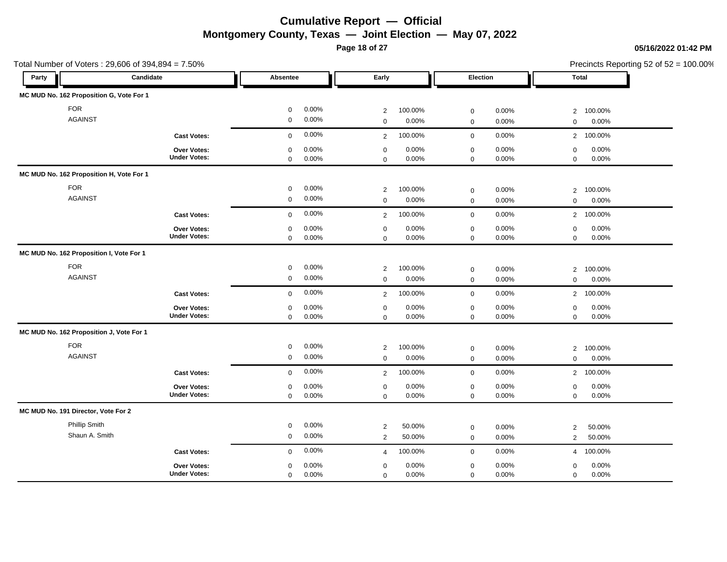# Cumulative Report — Official

## Montgomery County, Texas — Joint Election — May 07, 2022

05/16/2022 01:42 PM

Total Number of Voters : 29,606 of 394,894 = 7.50%

Precincts Reporting 52 of 52 = 100.00%

| Party | Candidate | Absentee | | Early | | Election | | Total | |
|---|---|---|---|---|---|---|---|---|---|
| **MC MUD No. 162 Proposition G, Vote For 1** | | | | | | | | | |
| | FOR | 0 | 0.00% | 2 | 100.00% | 0 | 0.00% | 2 | 100.00% |
| | AGAINST | 0 | 0.00% | 0 | 0.00% | 0 | 0.00% | 0 | 0.00% |
| | **Cast Votes:** | 0 | 0.00% | 2 | 100.00% | 0 | 0.00% | 2 | 100.00% |
| | **Over Votes:** | 0 | 0.00% | 0 | 0.00% | 0 | 0.00% | 0 | 0.00% |
| | **Under Votes:** | 0 | 0.00% | 0 | 0.00% | 0 | 0.00% | 0 | 0.00% |
| **MC MUD No. 162 Proposition H, Vote For 1** | | | | | | | | | |
| | FOR | 0 | 0.00% | 2 | 100.00% | 0 | 0.00% | 2 | 100.00% |
| | AGAINST | 0 | 0.00% | 0 | 0.00% | 0 | 0.00% | 0 | 0.00% |
| | **Cast Votes:** | 0 | 0.00% | 2 | 100.00% | 0 | 0.00% | 2 | 100.00% |
| | **Over Votes:** | 0 | 0.00% | 0 | 0.00% | 0 | 0.00% | 0 | 0.00% |
| | **Under Votes:** | 0 | 0.00% | 0 | 0.00% | 0 | 0.00% | 0 | 0.00% |
| **MC MUD No. 162 Proposition I, Vote For 1** | | | | | | | | | |
| | FOR | 0 | 0.00% | 2 | 100.00% | 0 | 0.00% | 2 | 100.00% |
| | AGAINST | 0 | 0.00% | 0 | 0.00% | 0 | 0.00% | 0 | 0.00% |
| | **Cast Votes:** | 0 | 0.00% | 2 | 100.00% | 0 | 0.00% | 2 | 100.00% |
| | **Over Votes:** | 0 | 0.00% | 0 | 0.00% | 0 | 0.00% | 0 | 0.00% |
| | **Under Votes:** | 0 | 0.00% | 0 | 0.00% | 0 | 0.00% | 0 | 0.00% |
| **MC MUD No. 162 Proposition J, Vote For 1** | | | | | | | | | |
| | FOR | 0 | 0.00% | 2 | 100.00% | 0 | 0.00% | 2 | 100.00% |
| | AGAINST | 0 | 0.00% | 0 | 0.00% | 0 | 0.00% | 0 | 0.00% |
| | **Cast Votes:** | 0 | 0.00% | 2 | 100.00% | 0 | 0.00% | 2 | 100.00% |
| | **Over Votes:** | 0 | 0.00% | 0 | 0.00% | 0 | 0.00% | 0 | 0.00% |
| | **Under Votes:** | 0 | 0.00% | 0 | 0.00% | 0 | 0.00% | 0 | 0.00% |
| **MC MUD No. 191 Director, Vote For 2** | | | | | | | | | |
| | Phillip Smith | 0 | 0.00% | 2 | 50.00% | 0 | 0.00% | 2 | 50.00% |
| | Shaun A. Smith | 0 | 0.00% | 2 | 50.00% | 0 | 0.00% | 2 | 50.00% |
| | **Cast Votes:** | 0 | 0.00% | 4 | 100.00% | 0 | 0.00% | 4 | 100.00% |
| | **Over Votes:** | 0 | 0.00% | 0 | 0.00% | 0 | 0.00% | 0 | 0.00% |
| | **Under Votes:** | 0 | 0.00% | 0 | 0.00% | 0 | 0.00% | 0 | 0.00% |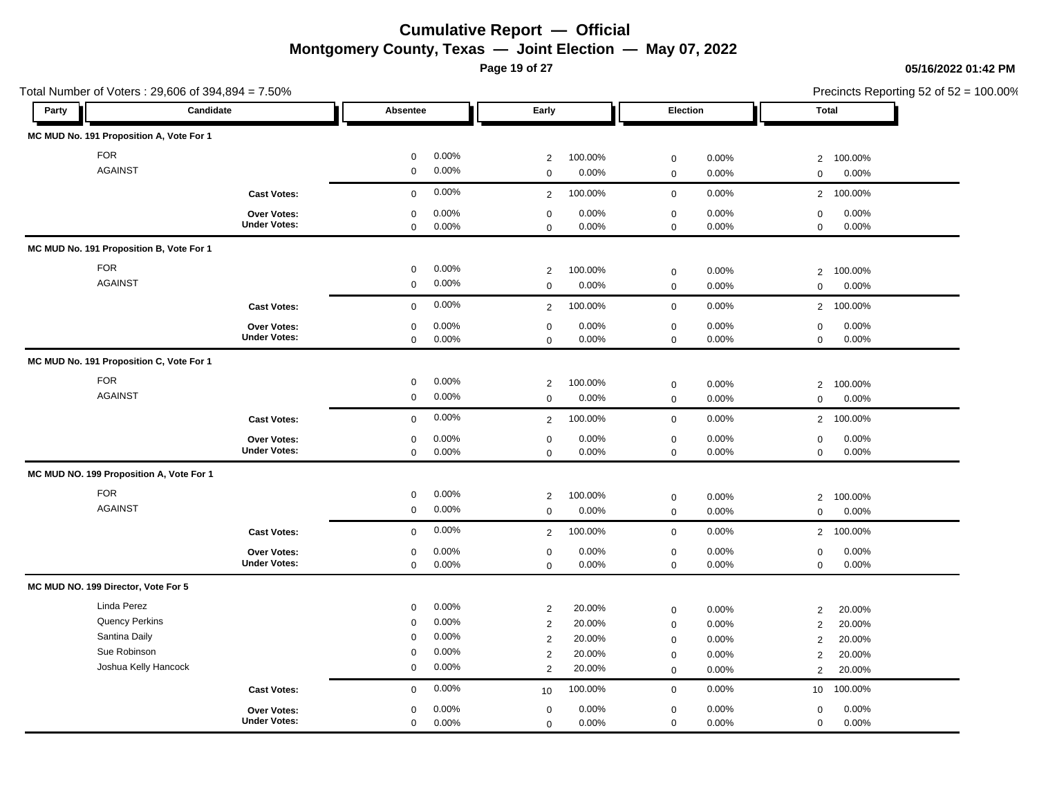# Cumulative Report — Official

## Montgomery County, Texas — Joint Election — May 07, 2022

Total Number of Voters : 29,606 of 394,894 = 7.50%

Precincts Reporting 52 of 52 = 100.00%

| Party | Candidate | Absentee | | Early | | Election | | Total | |
|---|---|---|---|---|---|---|---|---|---|
| **MC MUD No. 191 Proposition A, Vote For 1** | | | | | | | | | |
| | FOR | 0 | 0.00% | 2 | 100.00% | 0 | 0.00% | 2 | 100.00% |
| | AGAINST | 0 | 0.00% | 0 | 0.00% | 0 | 0.00% | 0 | 0.00% |
| | **Cast Votes:** | 0 | 0.00% | 2 | 100.00% | 0 | 0.00% | 2 | 100.00% |
| | **Over Votes:** | 0 | 0.00% | 0 | 0.00% | 0 | 0.00% | 0 | 0.00% |
| | **Under Votes:** | 0 | 0.00% | 0 | 0.00% | 0 | 0.00% | 0 | 0.00% |
| **MC MUD No. 191 Proposition B, Vote For 1** | | | | | | | | | |
| | FOR | 0 | 0.00% | 2 | 100.00% | 0 | 0.00% | 2 | 100.00% |
| | AGAINST | 0 | 0.00% | 0 | 0.00% | 0 | 0.00% | 0 | 0.00% |
| | **Cast Votes:** | 0 | 0.00% | 2 | 100.00% | 0 | 0.00% | 2 | 100.00% |
| | **Over Votes:** | 0 | 0.00% | 0 | 0.00% | 0 | 0.00% | 0 | 0.00% |
| | **Under Votes:** | 0 | 0.00% | 0 | 0.00% | 0 | 0.00% | 0 | 0.00% |
| **MC MUD No. 191 Proposition C, Vote For 1** | | | | | | | | | |
| | FOR | 0 | 0.00% | 2 | 100.00% | 0 | 0.00% | 2 | 100.00% |
| | AGAINST | 0 | 0.00% | 0 | 0.00% | 0 | 0.00% | 0 | 0.00% |
| | **Cast Votes:** | 0 | 0.00% | 2 | 100.00% | 0 | 0.00% | 2 | 100.00% |
| | **Over Votes:** | 0 | 0.00% | 0 | 0.00% | 0 | 0.00% | 0 | 0.00% |
| | **Under Votes:** | 0 | 0.00% | 0 | 0.00% | 0 | 0.00% | 0 | 0.00% |
| **MC MUD NO. 199 Proposition A, Vote For 1** | | | | | | | | | |
| | FOR | 0 | 0.00% | 2 | 100.00% | 0 | 0.00% | 2 | 100.00% |
| | AGAINST | 0 | 0.00% | 0 | 0.00% | 0 | 0.00% | 0 | 0.00% |
| | **Cast Votes:** | 0 | 0.00% | 2 | 100.00% | 0 | 0.00% | 2 | 100.00% |
| | **Over Votes:** | 0 | 0.00% | 0 | 0.00% | 0 | 0.00% | 0 | 0.00% |
| | **Under Votes:** | 0 | 0.00% | 0 | 0.00% | 0 | 0.00% | 0 | 0.00% |
| **MC MUD NO. 199 Director, Vote For 5** | | | | | | | | | |
| | Linda Perez | 0 | 0.00% | 2 | 20.00% | 0 | 0.00% | 2 | 20.00% |
| | Quency Perkins | 0 | 0.00% | 2 | 20.00% | 0 | 0.00% | 2 | 20.00% |
| | Santina Daily | 0 | 0.00% | 2 | 20.00% | 0 | 0.00% | 2 | 20.00% |
| | Sue Robinson | 0 | 0.00% | 2 | 20.00% | 0 | 0.00% | 2 | 20.00% |
| | Joshua Kelly Hancock | 0 | 0.00% | 2 | 20.00% | 0 | 0.00% | 2 | 20.00% |
| | **Cast Votes:** | 0 | 0.00% | 10 | 100.00% | 0 | 0.00% | 10 | 100.00% |
| | **Over Votes:** | 0 | 0.00% | 0 | 0.00% | 0 | 0.00% | 0 | 0.00% |
| | **Under Votes:** | 0 | 0.00% | 0 | 0.00% | 0 | 0.00% | 0 | 0.00% |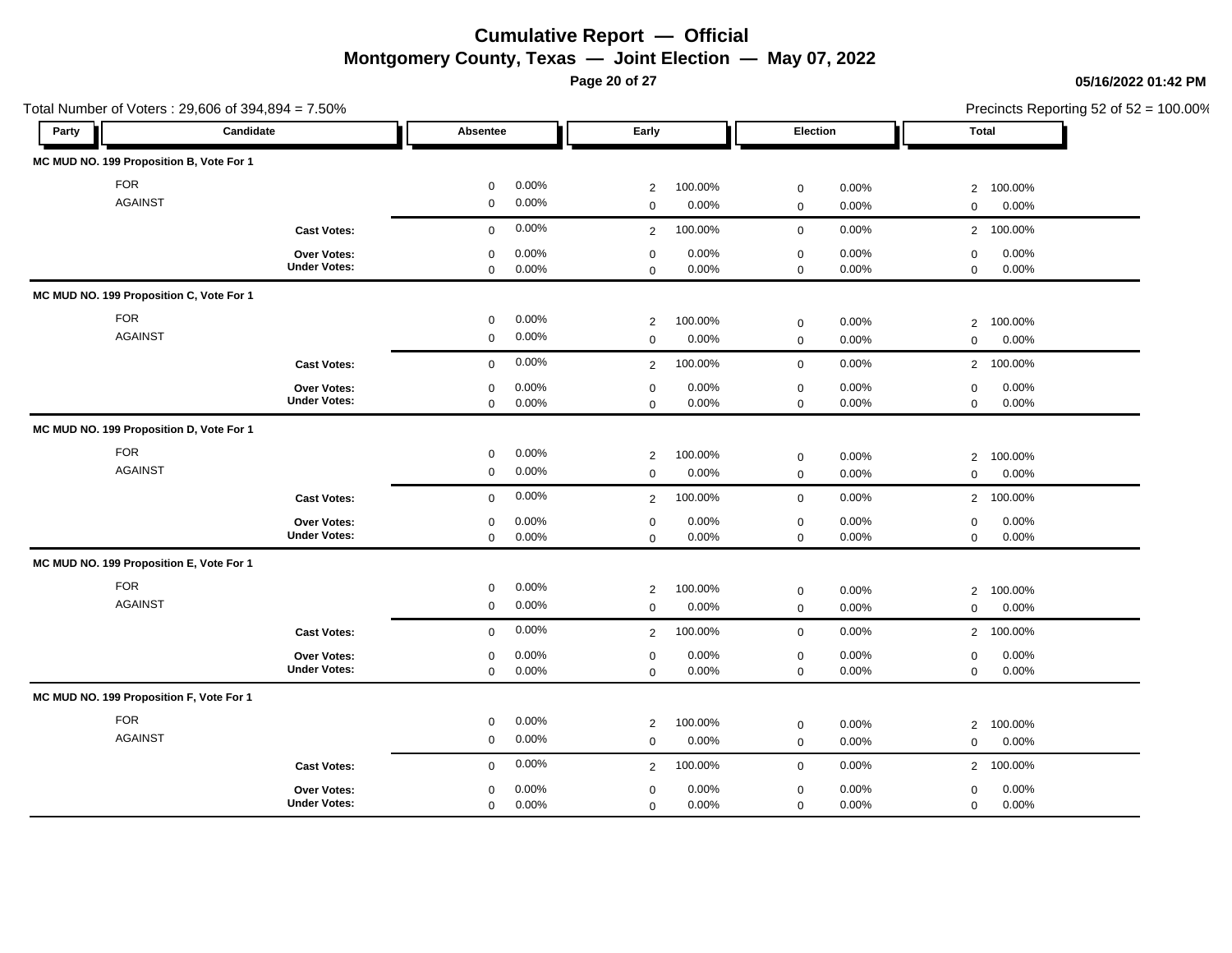# Cumulative Report — Official

## Montgomery County, Texas — Joint Election — May 07, 2022

05/16/2022 01:42 PM

Total Number of Voters : 29,606 of 394,894 = 7.50%

Precincts Reporting 52 of 52 = 100.00%

| Party | Candidate | Absentee | | Early | | Election | | Total | |
|---|---|---|---|---|---|---|---|---|---|
| **MC MUD NO. 199 Proposition B, Vote For 1** | | | | | | | | | |
| | FOR | 0 | 0.00% | 2 | 100.00% | 0 | 0.00% | 2 | 100.00% |
| | AGAINST | 0 | 0.00% | 0 | 0.00% | 0 | 0.00% | 0 | 0.00% |
| | **Cast Votes:** | 0 | 0.00% | 2 | 100.00% | 0 | 0.00% | 2 | 100.00% |
| | **Over Votes:** | 0 | 0.00% | 0 | 0.00% | 0 | 0.00% | 0 | 0.00% |
| | **Under Votes:** | 0 | 0.00% | 0 | 0.00% | 0 | 0.00% | 0 | 0.00% |
| **MC MUD NO. 199 Proposition C, Vote For 1** | | | | | | | | | |
| | FOR | 0 | 0.00% | 2 | 100.00% | 0 | 0.00% | 2 | 100.00% |
| | AGAINST | 0 | 0.00% | 0 | 0.00% | 0 | 0.00% | 0 | 0.00% |
| | **Cast Votes:** | 0 | 0.00% | 2 | 100.00% | 0 | 0.00% | 2 | 100.00% |
| | **Over Votes:** | 0 | 0.00% | 0 | 0.00% | 0 | 0.00% | 0 | 0.00% |
| | **Under Votes:** | 0 | 0.00% | 0 | 0.00% | 0 | 0.00% | 0 | 0.00% |
| **MC MUD NO. 199 Proposition D, Vote For 1** | | | | | | | | | |
| | FOR | 0 | 0.00% | 2 | 100.00% | 0 | 0.00% | 2 | 100.00% |
| | AGAINST | 0 | 0.00% | 0 | 0.00% | 0 | 0.00% | 0 | 0.00% |
| | **Cast Votes:** | 0 | 0.00% | 2 | 100.00% | 0 | 0.00% | 2 | 100.00% |
| | **Over Votes:** | 0 | 0.00% | 0 | 0.00% | 0 | 0.00% | 0 | 0.00% |
| | **Under Votes:** | 0 | 0.00% | 0 | 0.00% | 0 | 0.00% | 0 | 0.00% |
| **MC MUD NO. 199 Proposition E, Vote For 1** | | | | | | | | | |
| | FOR | 0 | 0.00% | 2 | 100.00% | 0 | 0.00% | 2 | 100.00% |
| | AGAINST | 0 | 0.00% | 0 | 0.00% | 0 | 0.00% | 0 | 0.00% |
| | **Cast Votes:** | 0 | 0.00% | 2 | 100.00% | 0 | 0.00% | 2 | 100.00% |
| | **Over Votes:** | 0 | 0.00% | 0 | 0.00% | 0 | 0.00% | 0 | 0.00% |
| | **Under Votes:** | 0 | 0.00% | 0 | 0.00% | 0 | 0.00% | 0 | 0.00% |
| **MC MUD NO. 199 Proposition F, Vote For 1** | | | | | | | | | |
| | FOR | 0 | 0.00% | 2 | 100.00% | 0 | 0.00% | 2 | 100.00% |
| | AGAINST | 0 | 0.00% | 0 | 0.00% | 0 | 0.00% | 0 | 0.00% |
| | **Cast Votes:** | 0 | 0.00% | 2 | 100.00% | 0 | 0.00% | 2 | 100.00% |
| | **Over Votes:** | 0 | 0.00% | 0 | 0.00% | 0 | 0.00% | 0 | 0.00% |
| | **Under Votes:** | 0 | 0.00% | 0 | 0.00% | 0 | 0.00% | 0 | 0.00% |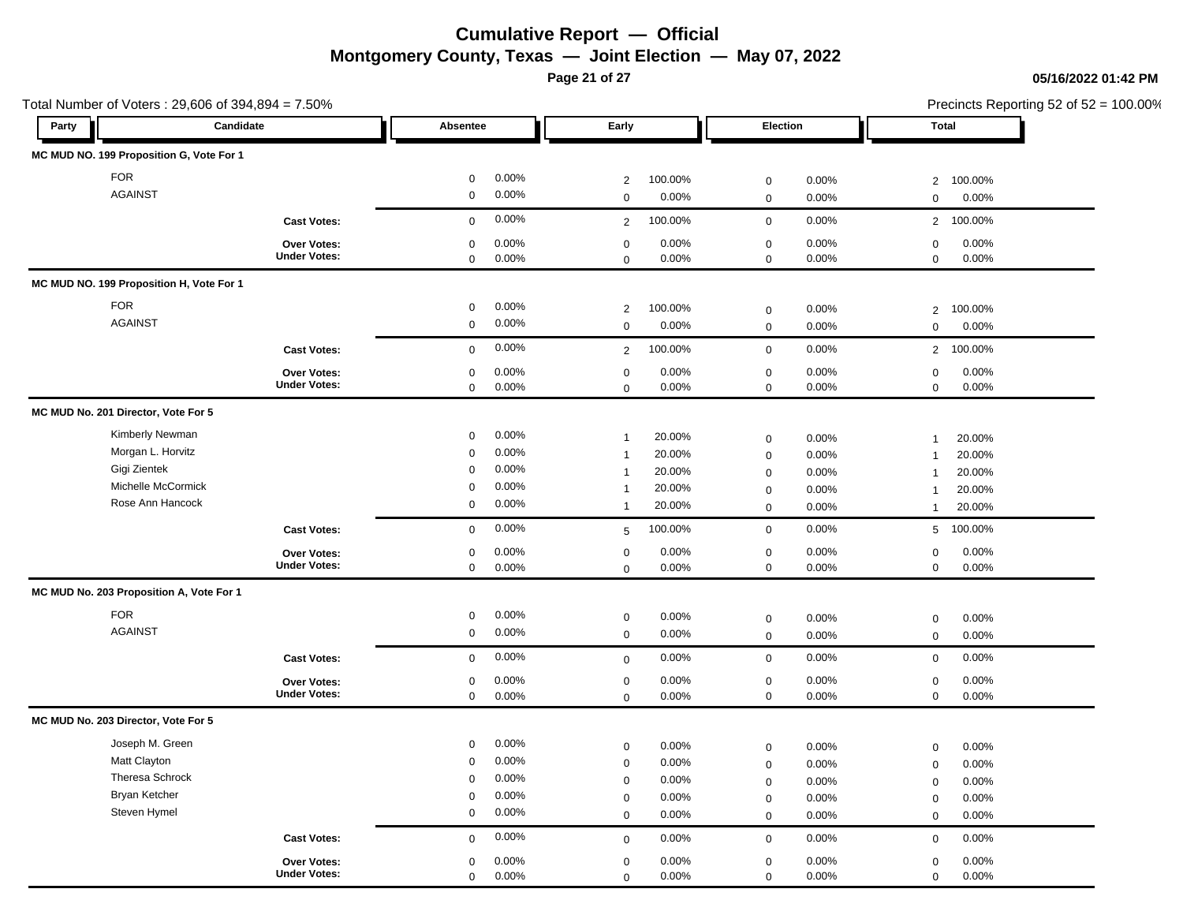# Cumulative Report — Official

## Montgomery County, Texas — Joint Election — May 07, 2022

05/16/2022 01:42 PM

Total Number of Voters : 29,606 of 394,894 = 7.50%

Precincts Reporting 52 of 52 = 100.00%

| Party | Candidate | Absentee | | Early | | Election | | Total | |
|---|---|---|---|---|---|---|---|---|---|
| **MC MUD NO. 199 Proposition G, Vote For 1** | | | | | | | | | |
| | FOR | 0 | 0.00% | 2 | 100.00% | 0 | 0.00% | 2 | 100.00% |
| | AGAINST | 0 | 0.00% | 0 | 0.00% | 0 | 0.00% | 0 | 0.00% |
| | **Cast Votes:** | 0 | 0.00% | 2 | 100.00% | 0 | 0.00% | 2 | 100.00% |
| | **Over Votes:** | 0 | 0.00% | 0 | 0.00% | 0 | 0.00% | 0 | 0.00% |
| | **Under Votes:** | 0 | 0.00% | 0 | 0.00% | 0 | 0.00% | 0 | 0.00% |
| **MC MUD NO. 199 Proposition H, Vote For 1** | | | | | | | | | |
| | FOR | 0 | 0.00% | 2 | 100.00% | 0 | 0.00% | 2 | 100.00% |
| | AGAINST | 0 | 0.00% | 0 | 0.00% | 0 | 0.00% | 0 | 0.00% |
| | **Cast Votes:** | 0 | 0.00% | 2 | 100.00% | 0 | 0.00% | 2 | 100.00% |
| | **Over Votes:** | 0 | 0.00% | 0 | 0.00% | 0 | 0.00% | 0 | 0.00% |
| | **Under Votes:** | 0 | 0.00% | 0 | 0.00% | 0 | 0.00% | 0 | 0.00% |
| **MC MUD No. 201 Director, Vote For 5** | | | | | | | | | |
| | Kimberly Newman | 0 | 0.00% | 1 | 20.00% | 0 | 0.00% | 1 | 20.00% |
| | Morgan L. Horvitz | 0 | 0.00% | 1 | 20.00% | 0 | 0.00% | 1 | 20.00% |
| | Gigi Zientek | 0 | 0.00% | 1 | 20.00% | 0 | 0.00% | 1 | 20.00% |
| | Michelle McCormick | 0 | 0.00% | 1 | 20.00% | 0 | 0.00% | 1 | 20.00% |
| | Rose Ann Hancock | 0 | 0.00% | 1 | 20.00% | 0 | 0.00% | 1 | 20.00% |
| | **Cast Votes:** | 0 | 0.00% | 5 | 100.00% | 0 | 0.00% | 5 | 100.00% |
| | **Over Votes:** | 0 | 0.00% | 0 | 0.00% | 0 | 0.00% | 0 | 0.00% |
| | **Under Votes:** | 0 | 0.00% | 0 | 0.00% | 0 | 0.00% | 0 | 0.00% |
| **MC MUD No. 203 Proposition A, Vote For 1** | | | | | | | | | |
| | FOR | 0 | 0.00% | 0 | 0.00% | 0 | 0.00% | 0 | 0.00% |
| | AGAINST | 0 | 0.00% | 0 | 0.00% | 0 | 0.00% | 0 | 0.00% |
| | **Cast Votes:** | 0 | 0.00% | 0 | 0.00% | 0 | 0.00% | 0 | 0.00% |
| | **Over Votes:** | 0 | 0.00% | 0 | 0.00% | 0 | 0.00% | 0 | 0.00% |
| | **Under Votes:** | 0 | 0.00% | 0 | 0.00% | 0 | 0.00% | 0 | 0.00% |
| **MC MUD No. 203 Director, Vote For 5** | | | | | | | | | |
| | Joseph M. Green | 0 | 0.00% | 0 | 0.00% | 0 | 0.00% | 0 | 0.00% |
| | Matt Clayton | 0 | 0.00% | 0 | 0.00% | 0 | 0.00% | 0 | 0.00% |
| | Theresa Schrock | 0 | 0.00% | 0 | 0.00% | 0 | 0.00% | 0 | 0.00% |
| | Bryan Ketcher | 0 | 0.00% | 0 | 0.00% | 0 | 0.00% | 0 | 0.00% |
| | Steven Hymel | 0 | 0.00% | 0 | 0.00% | 0 | 0.00% | 0 | 0.00% |
| | **Cast Votes:** | 0 | 0.00% | 0 | 0.00% | 0 | 0.00% | 0 | 0.00% |
| | **Over Votes:** | 0 | 0.00% | 0 | 0.00% | 0 | 0.00% | 0 | 0.00% |
| | **Under Votes:** | 0 | 0.00% | 0 | 0.00% | 0 | 0.00% | 0 | 0.00% |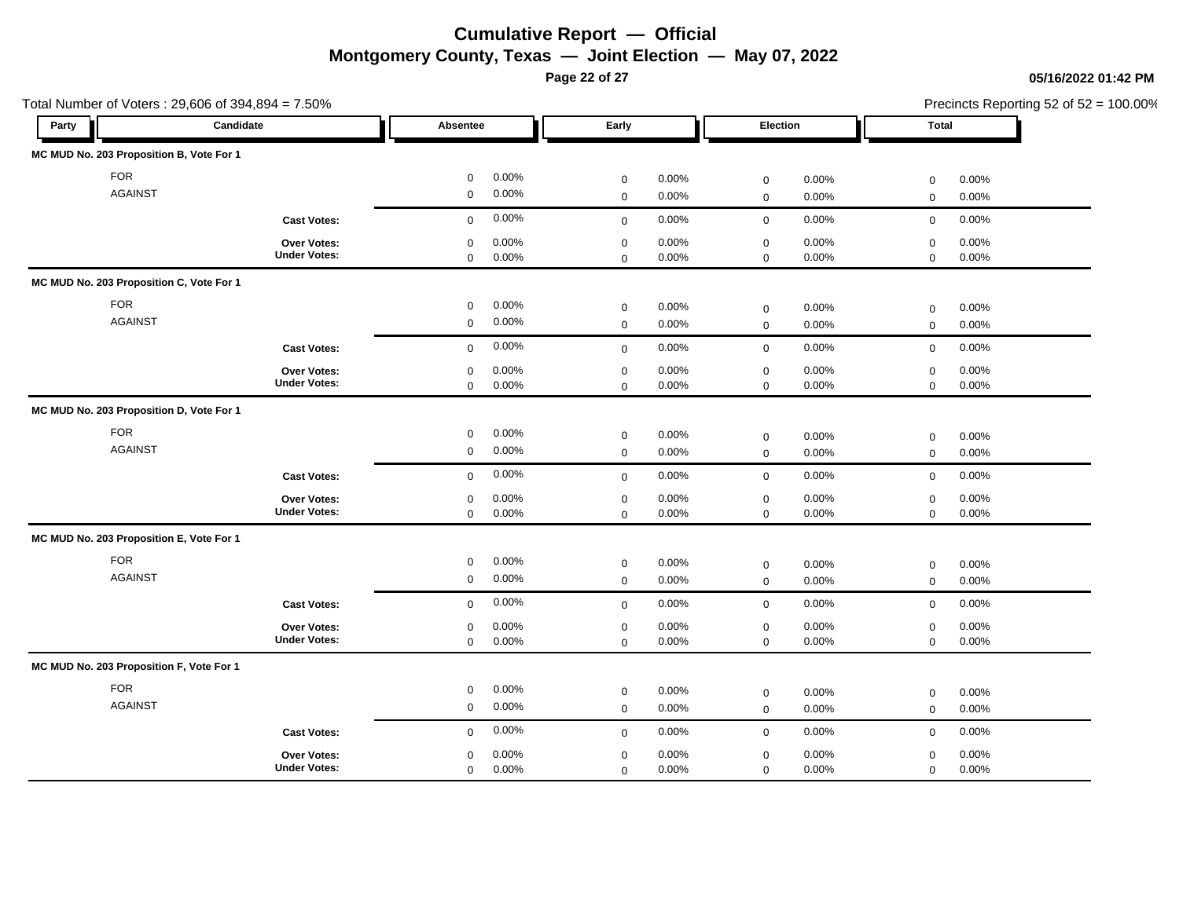# Cumulative Report — Official

**Montgomery County, Texas — Joint Election — May 07, 2022**

05/16/2022 01:42 PM

Total Number of Voters : 29,606 of 394,894 = 7.50%

Precincts Reporting 52 of 52 = 100.00%

| Party | Candidate | Absentee | | Early | | Election | | Total | |
|---|---|---|---|---|---|---|---|---|---|
| **MC MUD No. 203 Proposition B, Vote For 1** | | | | | | | | | |
| | FOR | 0 | 0.00% | 0 | 0.00% | 0 | 0.00% | 0 | 0.00% |
| | AGAINST | 0 | 0.00% | 0 | 0.00% | 0 | 0.00% | 0 | 0.00% |
| | **Cast Votes:** | 0 | 0.00% | 0 | 0.00% | 0 | 0.00% | 0 | 0.00% |
| | **Over Votes:** | 0 | 0.00% | 0 | 0.00% | 0 | 0.00% | 0 | 0.00% |
| | **Under Votes:** | 0 | 0.00% | 0 | 0.00% | 0 | 0.00% | 0 | 0.00% |
| **MC MUD No. 203 Proposition C, Vote For 1** | | | | | | | | | |
| | FOR | 0 | 0.00% | 0 | 0.00% | 0 | 0.00% | 0 | 0.00% |
| | AGAINST | 0 | 0.00% | 0 | 0.00% | 0 | 0.00% | 0 | 0.00% |
| | **Cast Votes:** | 0 | 0.00% | 0 | 0.00% | 0 | 0.00% | 0 | 0.00% |
| | **Over Votes:** | 0 | 0.00% | 0 | 0.00% | 0 | 0.00% | 0 | 0.00% |
| | **Under Votes:** | 0 | 0.00% | 0 | 0.00% | 0 | 0.00% | 0 | 0.00% |
| **MC MUD No. 203 Proposition D, Vote For 1** | | | | | | | | | |
| | FOR | 0 | 0.00% | 0 | 0.00% | 0 | 0.00% | 0 | 0.00% |
| | AGAINST | 0 | 0.00% | 0 | 0.00% | 0 | 0.00% | 0 | 0.00% |
| | **Cast Votes:** | 0 | 0.00% | 0 | 0.00% | 0 | 0.00% | 0 | 0.00% |
| | **Over Votes:** | 0 | 0.00% | 0 | 0.00% | 0 | 0.00% | 0 | 0.00% |
| | **Under Votes:** | 0 | 0.00% | 0 | 0.00% | 0 | 0.00% | 0 | 0.00% |
| **MC MUD No. 203 Proposition E, Vote For 1** | | | | | | | | | |
| | FOR | 0 | 0.00% | 0 | 0.00% | 0 | 0.00% | 0 | 0.00% |
| | AGAINST | 0 | 0.00% | 0 | 0.00% | 0 | 0.00% | 0 | 0.00% |
| | **Cast Votes:** | 0 | 0.00% | 0 | 0.00% | 0 | 0.00% | 0 | 0.00% |
| | **Over Votes:** | 0 | 0.00% | 0 | 0.00% | 0 | 0.00% | 0 | 0.00% |
| | **Under Votes:** | 0 | 0.00% | 0 | 0.00% | 0 | 0.00% | 0 | 0.00% |
| **MC MUD No. 203 Proposition F, Vote For 1** | | | | | | | | | |
| | FOR | 0 | 0.00% | 0 | 0.00% | 0 | 0.00% | 0 | 0.00% |
| | AGAINST | 0 | 0.00% | 0 | 0.00% | 0 | 0.00% | 0 | 0.00% |
| | **Cast Votes:** | 0 | 0.00% | 0 | 0.00% | 0 | 0.00% | 0 | 0.00% |
| | **Over Votes:** | 0 | 0.00% | 0 | 0.00% | 0 | 0.00% | 0 | 0.00% |
| | **Under Votes:** | 0 | 0.00% | 0 | 0.00% | 0 | 0.00% | 0 | 0.00% |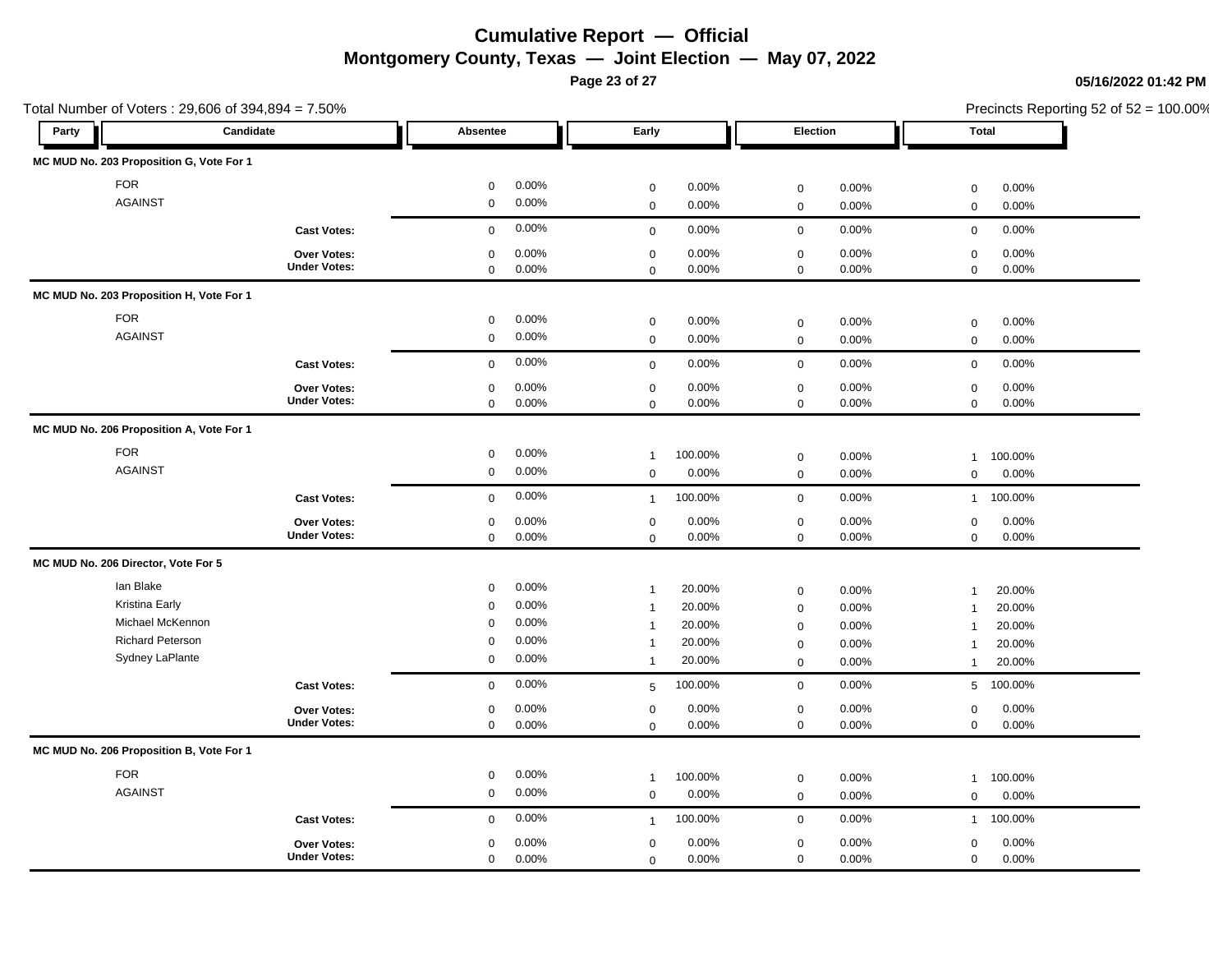# Cumulative Report — Official

## Montgomery County, Texas — Joint Election — May 07, 2022

05/16/2022 01:42 PM

Total Number of Voters : 29,606 of 394,894 = 7.50%

Precincts Reporting 52 of 52 = 100.00%

| Party | Candidate | Absentee | | Early | | Election | | Total | |
|---|---|---|---|---|---|---|---|---|---|
| **MC MUD No. 203 Proposition G, Vote For 1** | | | | | | | | | |
| | FOR | 0 | 0.00% | 0 | 0.00% | 0 | 0.00% | 0 | 0.00% |
| | AGAINST | 0 | 0.00% | 0 | 0.00% | 0 | 0.00% | 0 | 0.00% |
| | **Cast Votes:** | 0 | 0.00% | 0 | 0.00% | 0 | 0.00% | 0 | 0.00% |
| | **Over Votes:** | 0 | 0.00% | 0 | 0.00% | 0 | 0.00% | 0 | 0.00% |
| | **Under Votes:** | 0 | 0.00% | 0 | 0.00% | 0 | 0.00% | 0 | 0.00% |
| **MC MUD No. 203 Proposition H, Vote For 1** | | | | | | | | | |
| | FOR | 0 | 0.00% | 0 | 0.00% | 0 | 0.00% | 0 | 0.00% |
| | AGAINST | 0 | 0.00% | 0 | 0.00% | 0 | 0.00% | 0 | 0.00% |
| | **Cast Votes:** | 0 | 0.00% | 0 | 0.00% | 0 | 0.00% | 0 | 0.00% |
| | **Over Votes:** | 0 | 0.00% | 0 | 0.00% | 0 | 0.00% | 0 | 0.00% |
| | **Under Votes:** | 0 | 0.00% | 0 | 0.00% | 0 | 0.00% | 0 | 0.00% |
| **MC MUD No. 206 Proposition A, Vote For 1** | | | | | | | | | |
| | FOR | 0 | 0.00% | 1 | 100.00% | 0 | 0.00% | 1 | 100.00% |
| | AGAINST | 0 | 0.00% | 0 | 0.00% | 0 | 0.00% | 0 | 0.00% |
| | **Cast Votes:** | 0 | 0.00% | 1 | 100.00% | 0 | 0.00% | 1 | 100.00% |
| | **Over Votes:** | 0 | 0.00% | 0 | 0.00% | 0 | 0.00% | 0 | 0.00% |
| | **Under Votes:** | 0 | 0.00% | 0 | 0.00% | 0 | 0.00% | 0 | 0.00% |
| **MC MUD No. 206 Director, Vote For 5** | | | | | | | | | |
| | Ian Blake | 0 | 0.00% | 1 | 20.00% | 0 | 0.00% | 1 | 20.00% |
| | Kristina Early | 0 | 0.00% | 1 | 20.00% | 0 | 0.00% | 1 | 20.00% |
| | Michael McKennon | 0 | 0.00% | 1 | 20.00% | 0 | 0.00% | 1 | 20.00% |
| | Richard Peterson | 0 | 0.00% | 1 | 20.00% | 0 | 0.00% | 1 | 20.00% |
| | Sydney LaPlante | 0 | 0.00% | 1 | 20.00% | 0 | 0.00% | 1 | 20.00% |
| | **Cast Votes:** | 0 | 0.00% | 5 | 100.00% | 0 | 0.00% | 5 | 100.00% |
| | **Over Votes:** | 0 | 0.00% | 0 | 0.00% | 0 | 0.00% | 0 | 0.00% |
| | **Under Votes:** | 0 | 0.00% | 0 | 0.00% | 0 | 0.00% | 0 | 0.00% |
| **MC MUD No. 206 Proposition B, Vote For 1** | | | | | | | | | |
| | FOR | 0 | 0.00% | 1 | 100.00% | 0 | 0.00% | 1 | 100.00% |
| | AGAINST | 0 | 0.00% | 0 | 0.00% | 0 | 0.00% | 0 | 0.00% |
| | **Cast Votes:** | 0 | 0.00% | 1 | 100.00% | 0 | 0.00% | 1 | 100.00% |
| | **Over Votes:** | 0 | 0.00% | 0 | 0.00% | 0 | 0.00% | 0 | 0.00% |
| | **Under Votes:** | 0 | 0.00% | 0 | 0.00% | 0 | 0.00% | 0 | 0.00% |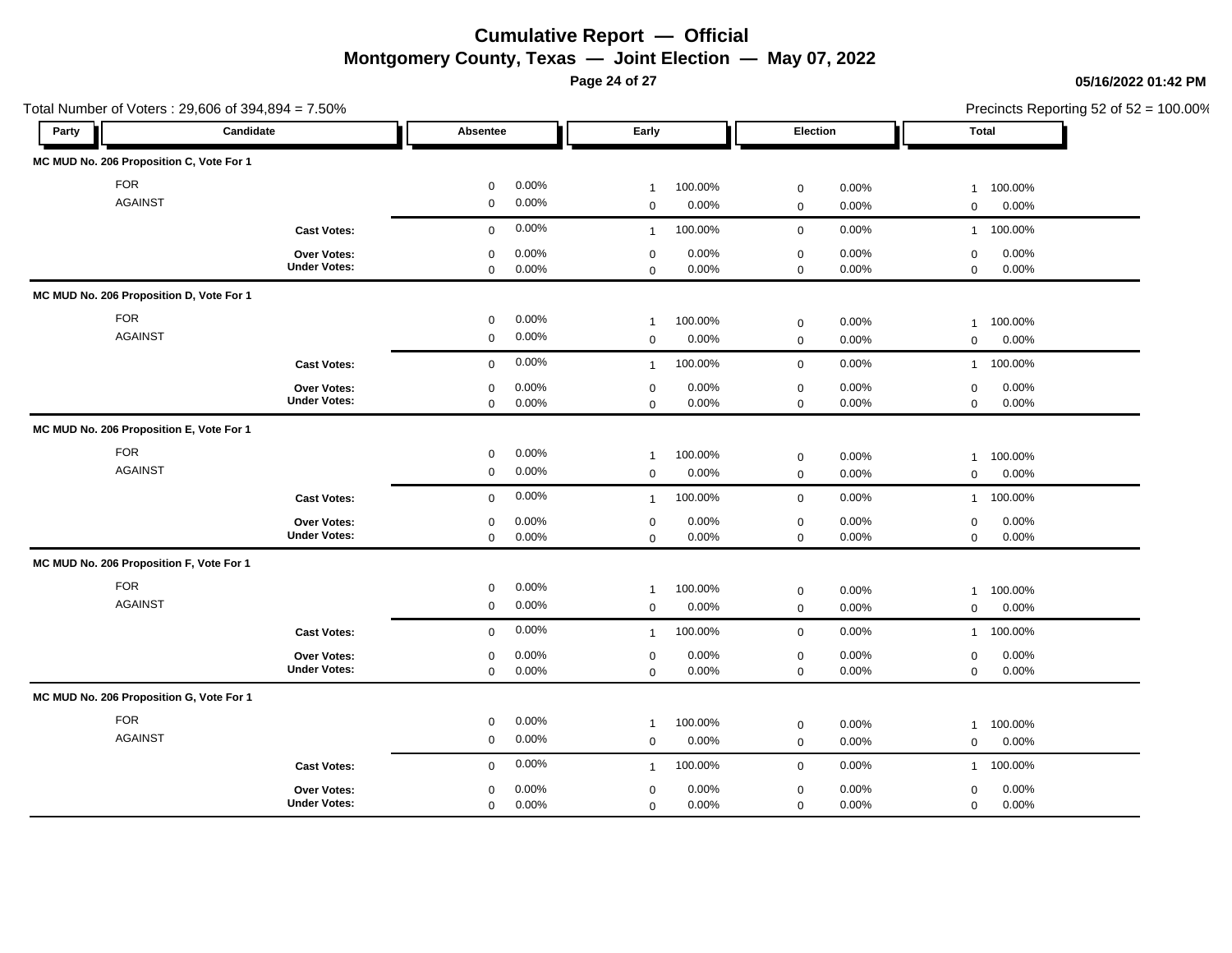# Cumulative Report — Official
## Montgomery County, Texas — Joint Election — May 07, 2022

05/16/2022 01:42 PM

Total Number of Voters : 29,606 of 394,894 = 7.50%

Precincts Reporting 52 of 52 = 100.00%

| Party | Candidate | Absentee | | Early | | Election | | Total | |
|---|---|---|---|---|---|---|---|---|---|
| **MC MUD No. 206 Proposition C, Vote For 1** | | | | | | | | | |
| | FOR | 0 | 0.00% | 1 | 100.00% | 0 | 0.00% | 1 | 100.00% |
| | AGAINST | 0 | 0.00% | 0 | 0.00% | 0 | 0.00% | 0 | 0.00% |
| | **Cast Votes:** | 0 | 0.00% | 1 | 100.00% | 0 | 0.00% | 1 | 100.00% |
| | **Over Votes:** | 0 | 0.00% | 0 | 0.00% | 0 | 0.00% | 0 | 0.00% |
| | **Under Votes:** | 0 | 0.00% | 0 | 0.00% | 0 | 0.00% | 0 | 0.00% |
| **MC MUD No. 206 Proposition D, Vote For 1** | | | | | | | | | |
| | FOR | 0 | 0.00% | 1 | 100.00% | 0 | 0.00% | 1 | 100.00% |
| | AGAINST | 0 | 0.00% | 0 | 0.00% | 0 | 0.00% | 0 | 0.00% |
| | **Cast Votes:** | 0 | 0.00% | 1 | 100.00% | 0 | 0.00% | 1 | 100.00% |
| | **Over Votes:** | 0 | 0.00% | 0 | 0.00% | 0 | 0.00% | 0 | 0.00% |
| | **Under Votes:** | 0 | 0.00% | 0 | 0.00% | 0 | 0.00% | 0 | 0.00% |
| **MC MUD No. 206 Proposition E, Vote For 1** | | | | | | | | | |
| | FOR | 0 | 0.00% | 1 | 100.00% | 0 | 0.00% | 1 | 100.00% |
| | AGAINST | 0 | 0.00% | 0 | 0.00% | 0 | 0.00% | 0 | 0.00% |
| | **Cast Votes:** | 0 | 0.00% | 1 | 100.00% | 0 | 0.00% | 1 | 100.00% |
| | **Over Votes:** | 0 | 0.00% | 0 | 0.00% | 0 | 0.00% | 0 | 0.00% |
| | **Under Votes:** | 0 | 0.00% | 0 | 0.00% | 0 | 0.00% | 0 | 0.00% |
| **MC MUD No. 206 Proposition F, Vote For 1** | | | | | | | | | |
| | FOR | 0 | 0.00% | 1 | 100.00% | 0 | 0.00% | 1 | 100.00% |
| | AGAINST | 0 | 0.00% | 0 | 0.00% | 0 | 0.00% | 0 | 0.00% |
| | **Cast Votes:** | 0 | 0.00% | 1 | 100.00% | 0 | 0.00% | 1 | 100.00% |
| | **Over Votes:** | 0 | 0.00% | 0 | 0.00% | 0 | 0.00% | 0 | 0.00% |
| | **Under Votes:** | 0 | 0.00% | 0 | 0.00% | 0 | 0.00% | 0 | 0.00% |
| **MC MUD No. 206 Proposition G, Vote For 1** | | | | | | | | | |
| | FOR | 0 | 0.00% | 1 | 100.00% | 0 | 0.00% | 1 | 100.00% |
| | AGAINST | 0 | 0.00% | 0 | 0.00% | 0 | 0.00% | 0 | 0.00% |
| | **Cast Votes:** | 0 | 0.00% | 1 | 100.00% | 0 | 0.00% | 1 | 100.00% |
| | **Over Votes:** | 0 | 0.00% | 0 | 0.00% | 0 | 0.00% | 0 | 0.00% |
| | **Under Votes:** | 0 | 0.00% | 0 | 0.00% | 0 | 0.00% | 0 | 0.00% |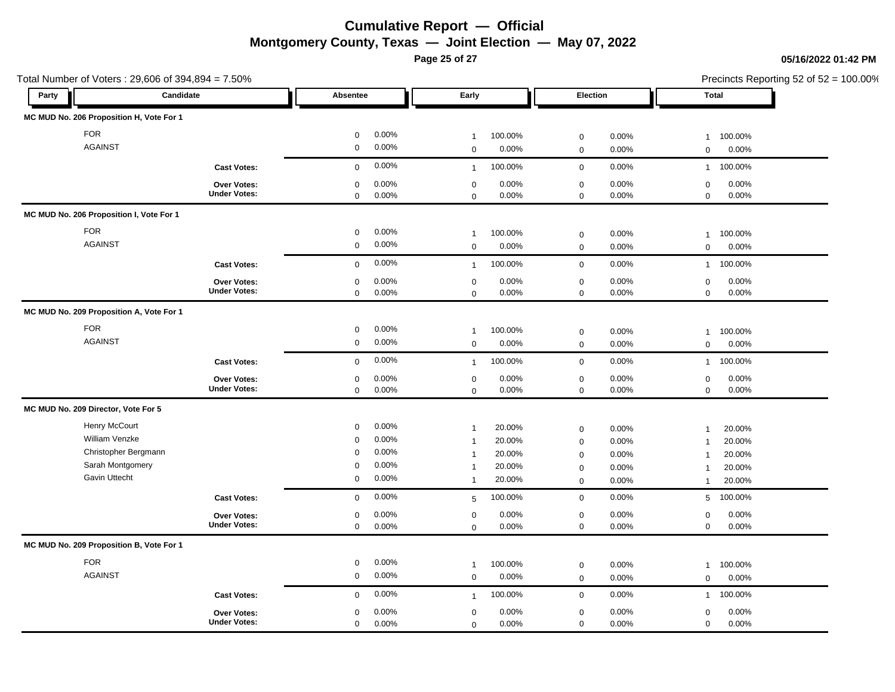# Cumulative Report — Official

## Montgomery County, Texas — Joint Election — May 07, 2022

05/16/2022 01:42 PM

Total Number of Voters : 29,606 of 394,894 = 7.50%

Precincts Reporting 52 of 52 = 100.00%

| Party | Candidate | Absentee | | Early | | Election | | Total | |
|---|---|---|---|---|---|---|---|---|---|
| **MC MUD No. 206 Proposition H, Vote For 1** | | | | | | | | | |
| | FOR | 0 | 0.00% | 1 | 100.00% | 0 | 0.00% | 1 | 100.00% |
| | AGAINST | 0 | 0.00% | 0 | 0.00% | 0 | 0.00% | 0 | 0.00% |
| | **Cast Votes:** | 0 | 0.00% | 1 | 100.00% | 0 | 0.00% | 1 | 100.00% |
| | **Over Votes:** | 0 | 0.00% | 0 | 0.00% | 0 | 0.00% | 0 | 0.00% |
| | **Under Votes:** | 0 | 0.00% | 0 | 0.00% | 0 | 0.00% | 0 | 0.00% |
| **MC MUD No. 206 Proposition I, Vote For 1** | | | | | | | | | |
| | FOR | 0 | 0.00% | 1 | 100.00% | 0 | 0.00% | 1 | 100.00% |
| | AGAINST | 0 | 0.00% | 0 | 0.00% | 0 | 0.00% | 0 | 0.00% |
| | **Cast Votes:** | 0 | 0.00% | 1 | 100.00% | 0 | 0.00% | 1 | 100.00% |
| | **Over Votes:** | 0 | 0.00% | 0 | 0.00% | 0 | 0.00% | 0 | 0.00% |
| | **Under Votes:** | 0 | 0.00% | 0 | 0.00% | 0 | 0.00% | 0 | 0.00% |
| **MC MUD No. 209 Proposition A, Vote For 1** | | | | | | | | | |
| | FOR | 0 | 0.00% | 1 | 100.00% | 0 | 0.00% | 1 | 100.00% |
| | AGAINST | 0 | 0.00% | 0 | 0.00% | 0 | 0.00% | 0 | 0.00% |
| | **Cast Votes:** | 0 | 0.00% | 1 | 100.00% | 0 | 0.00% | 1 | 100.00% |
| | **Over Votes:** | 0 | 0.00% | 0 | 0.00% | 0 | 0.00% | 0 | 0.00% |
| | **Under Votes:** | 0 | 0.00% | 0 | 0.00% | 0 | 0.00% | 0 | 0.00% |
| **MC MUD No. 209 Director, Vote For 5** | | | | | | | | | |
| | Henry McCourt | 0 | 0.00% | 1 | 20.00% | 0 | 0.00% | 1 | 20.00% |
| | William Venzke | 0 | 0.00% | 1 | 20.00% | 0 | 0.00% | 1 | 20.00% |
| | Christopher Bergmann | 0 | 0.00% | 1 | 20.00% | 0 | 0.00% | 1 | 20.00% |
| | Sarah Montgomery | 0 | 0.00% | 1 | 20.00% | 0 | 0.00% | 1 | 20.00% |
| | Gavin Uttecht | 0 | 0.00% | 1 | 20.00% | 0 | 0.00% | 1 | 20.00% |
| | **Cast Votes:** | 0 | 0.00% | 5 | 100.00% | 0 | 0.00% | 5 | 100.00% |
| | **Over Votes:** | 0 | 0.00% | 0 | 0.00% | 0 | 0.00% | 0 | 0.00% |
| | **Under Votes:** | 0 | 0.00% | 0 | 0.00% | 0 | 0.00% | 0 | 0.00% |
| **MC MUD No. 209 Proposition B, Vote For 1** | | | | | | | | | |
| | FOR | 0 | 0.00% | 1 | 100.00% | 0 | 0.00% | 1 | 100.00% |
| | AGAINST | 0 | 0.00% | 0 | 0.00% | 0 | 0.00% | 0 | 0.00% |
| | **Cast Votes:** | 0 | 0.00% | 1 | 100.00% | 0 | 0.00% | 1 | 100.00% |
| | **Over Votes:** | 0 | 0.00% | 0 | 0.00% | 0 | 0.00% | 0 | 0.00% |
| | **Under Votes:** | 0 | 0.00% | 0 | 0.00% | 0 | 0.00% | 0 | 0.00% |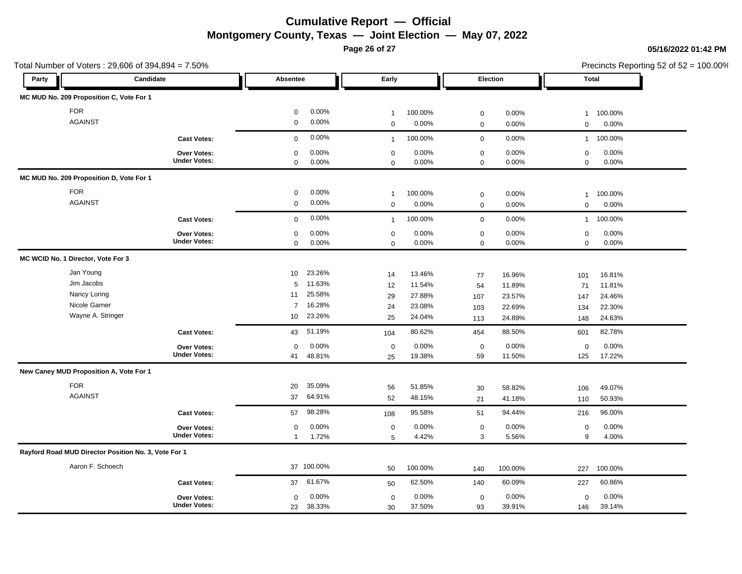# Cumulative Report — Official

## Montgomery County, Texas — Joint Election — May 07, 2022

05/16/2022 01:42 PM

Total Number of Voters : 29,606 of 394,894 = 7.50%

Precincts Reporting 52 of 52 = 100.00%

| Party | Candidate | Absentee | | Early | | Election | | Total | |
|---|---|---|---|---|---|---|---|---|---|
| **MC MUD No. 209 Proposition C, Vote For 1** | | | | | | | | | |
| | FOR | 0 | 0.00% | 1 | 100.00% | 0 | 0.00% | 1 | 100.00% |
| | AGAINST | 0 | 0.00% | 0 | 0.00% | 0 | 0.00% | 0 | 0.00% |
| | **Cast Votes:** | 0 | 0.00% | 1 | 100.00% | 0 | 0.00% | 1 | 100.00% |
| | **Over Votes:** | 0 | 0.00% | 0 | 0.00% | 0 | 0.00% | 0 | 0.00% |
| | **Under Votes:** | 0 | 0.00% | 0 | 0.00% | 0 | 0.00% | 0 | 0.00% |
| **MC MUD No. 209 Proposition D, Vote For 1** | | | | | | | | | |
| | FOR | 0 | 0.00% | 1 | 100.00% | 0 | 0.00% | 1 | 100.00% |
| | AGAINST | 0 | 0.00% | 0 | 0.00% | 0 | 0.00% | 0 | 0.00% |
| | **Cast Votes:** | 0 | 0.00% | 1 | 100.00% | 0 | 0.00% | 1 | 100.00% |
| | **Over Votes:** | 0 | 0.00% | 0 | 0.00% | 0 | 0.00% | 0 | 0.00% |
| | **Under Votes:** | 0 | 0.00% | 0 | 0.00% | 0 | 0.00% | 0 | 0.00% |
| **MC WCID No. 1 Director, Vote For 3** | | | | | | | | | |
| | Jan Young | 10 | 23.26% | 14 | 13.46% | 77 | 16.96% | 101 | 16.81% |
| | Jim Jacobs | 5 | 11.63% | 12 | 11.54% | 54 | 11.89% | 71 | 11.81% |
| | Nancy Loring | 11 | 25.58% | 29 | 27.88% | 107 | 23.57% | 147 | 24.46% |
| | Nicole Garner | 7 | 16.28% | 24 | 23.08% | 103 | 22.69% | 134 | 22.30% |
| | Wayne A. Stringer | 10 | 23.26% | 25 | 24.04% | 113 | 24.89% | 148 | 24.63% |
| | **Cast Votes:** | 43 | 51.19% | 104 | 80.62% | 454 | 88.50% | 601 | 82.78% |
| | **Over Votes:** | 0 | 0.00% | 0 | 0.00% | 0 | 0.00% | 0 | 0.00% |
| | **Under Votes:** | 41 | 48.81% | 25 | 19.38% | 59 | 11.50% | 125 | 17.22% |
| **New Caney MUD Proposition A, Vote For 1** | | | | | | | | | |
| | FOR | 20 | 35.09% | 56 | 51.85% | 30 | 58.82% | 106 | 49.07% |
| | AGAINST | 37 | 64.91% | 52 | 48.15% | 21 | 41.18% | 110 | 50.93% |
| | **Cast Votes:** | 57 | 98.28% | 108 | 95.58% | 51 | 94.44% | 216 | 96.00% |
| | **Over Votes:** | 0 | 0.00% | 0 | 0.00% | 0 | 0.00% | 0 | 0.00% |
| | **Under Votes:** | 1 | 1.72% | 5 | 4.42% | 3 | 5.56% | 9 | 4.00% |
| **Rayford Road MUD Director Position No. 3, Vote For 1** | | | | | | | | | |
| | Aaron F. Schoech | 37 | 100.00% | 50 | 100.00% | 140 | 100.00% | 227 | 100.00% |
| | **Cast Votes:** | 37 | 61.67% | 50 | 62.50% | 140 | 60.09% | 227 | 60.86% |
| | **Over Votes:** | 0 | 0.00% | 0 | 0.00% | 0 | 0.00% | 0 | 0.00% |
| | **Under Votes:** | 23 | 38.33% | 30 | 37.50% | 93 | 39.91% | 146 | 39.14% |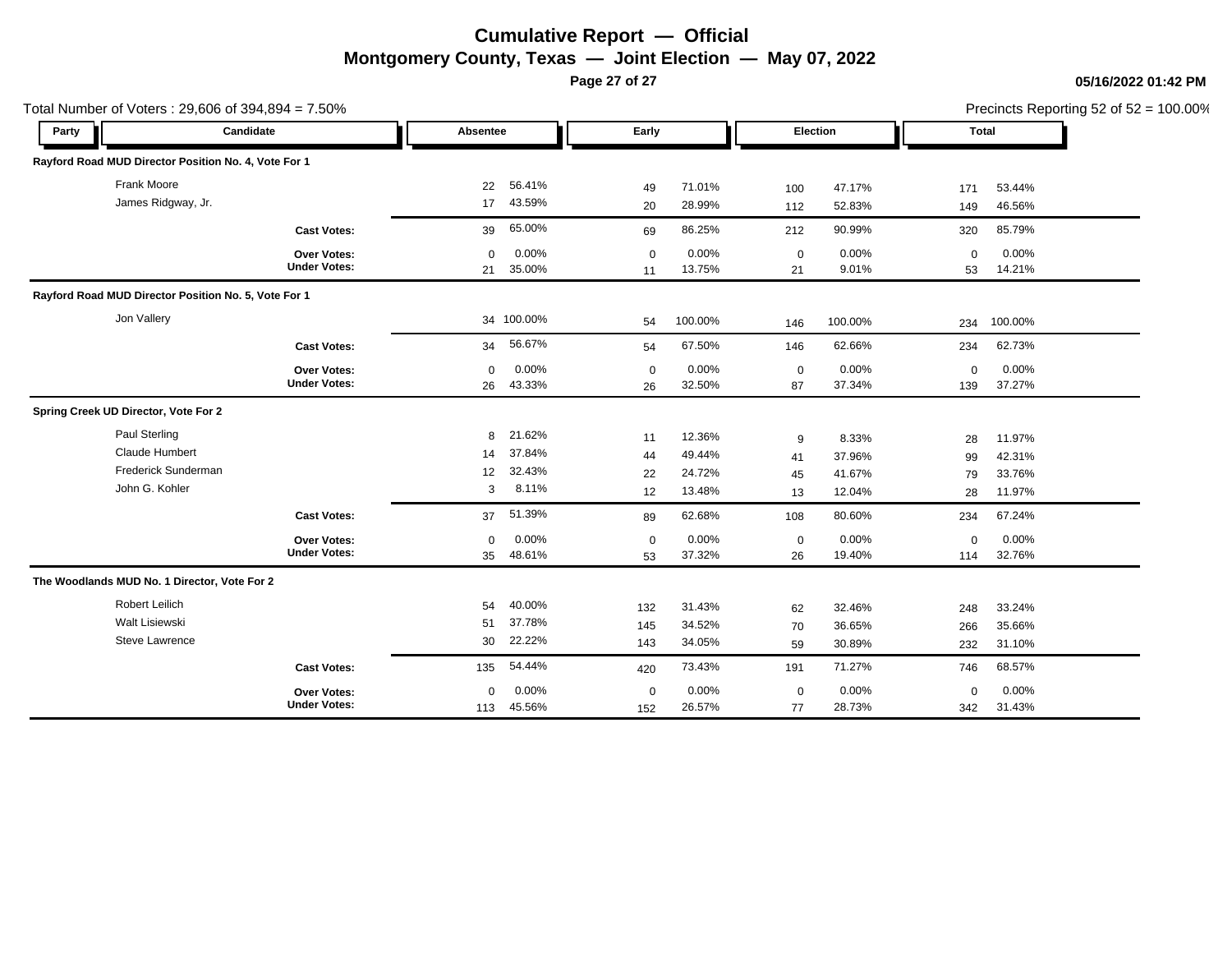# Cumulative Report — Official

## Montgomery County, Texas — Joint Election — May 07, 2022

05/16/2022 01:42 PM

Total Number of Voters : 29,606 of 394,894 = 7.50%

Precincts Reporting 52 of 52 = 100.00%

| Party | Candidate | Absentee | | Early | | Election | | Total | |
|---|---|---|---|---|---|---|---|---|---|
| **Rayford Road MUD Director Position No. 4, Vote For 1** | | | | | | | | | |
| | Frank Moore | 22 | 56.41% | 49 | 71.01% | 100 | 47.17% | 171 | 53.44% |
| | James Ridgway, Jr. | 17 | 43.59% | 20 | 28.99% | 112 | 52.83% | 149 | 46.56% |
| | **Cast Votes:** | 39 | 65.00% | 69 | 86.25% | 212 | 90.99% | 320 | 85.79% |
| | **Over Votes:** | 0 | 0.00% | 0 | 0.00% | 0 | 0.00% | 0 | 0.00% |
| | **Under Votes:** | 21 | 35.00% | 11 | 13.75% | 21 | 9.01% | 53 | 14.21% |
| **Rayford Road MUD Director Position No. 5, Vote For 1** | | | | | | | | | |
| | Jon Vallery | 34 | 100.00% | 54 | 100.00% | 146 | 100.00% | 234 | 100.00% |
| | **Cast Votes:** | 34 | 56.67% | 54 | 67.50% | 146 | 62.66% | 234 | 62.73% |
| | **Over Votes:** | 0 | 0.00% | 0 | 0.00% | 0 | 0.00% | 0 | 0.00% |
| | **Under Votes:** | 26 | 43.33% | 26 | 32.50% | 87 | 37.34% | 139 | 37.27% |
| **Spring Creek UD Director, Vote For 2** | | | | | | | | | |
| | Paul Sterling | 8 | 21.62% | 11 | 12.36% | 9 | 8.33% | 28 | 11.97% |
| | Claude Humbert | 14 | 37.84% | 44 | 49.44% | 41 | 37.96% | 99 | 42.31% |
| | Frederick Sunderman | 12 | 32.43% | 22 | 24.72% | 45 | 41.67% | 79 | 33.76% |
| | John G. Kohler | 3 | 8.11% | 12 | 13.48% | 13 | 12.04% | 28 | 11.97% |
| | **Cast Votes:** | 37 | 51.39% | 89 | 62.68% | 108 | 80.60% | 234 | 67.24% |
| | **Over Votes:** | 0 | 0.00% | 0 | 0.00% | 0 | 0.00% | 0 | 0.00% |
| | **Under Votes:** | 35 | 48.61% | 53 | 37.32% | 26 | 19.40% | 114 | 32.76% |
| **The Woodlands MUD No. 1 Director, Vote For 2** | | | | | | | | | |
| | Robert Leilich | 54 | 40.00% | 132 | 31.43% | 62 | 32.46% | 248 | 33.24% |
| | Walt Lisiewski | 51 | 37.78% | 145 | 34.52% | 70 | 36.65% | 266 | 35.66% |
| | Steve Lawrence | 30 | 22.22% | 143 | 34.05% | 59 | 30.89% | 232 | 31.10% |
| | **Cast Votes:** | 135 | 54.44% | 420 | 73.43% | 191 | 71.27% | 746 | 68.57% |
| | **Over Votes:** | 0 | 0.00% | 0 | 0.00% | 0 | 0.00% | 0 | 0.00% |
| | **Under Votes:** | 113 | 45.56% | 152 | 26.57% | 77 | 28.73% | 342 | 31.43% |